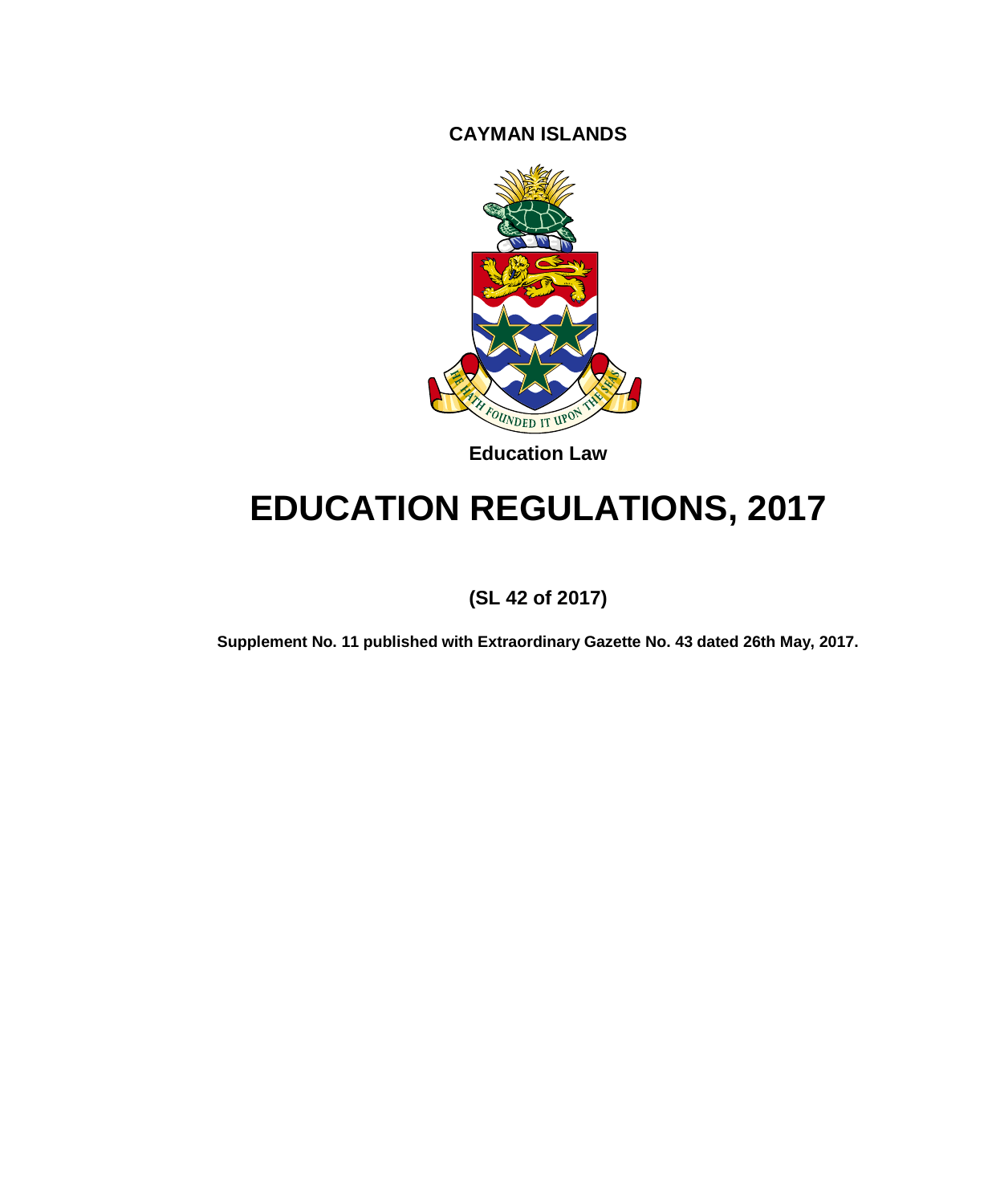**CAYMAN ISLANDS**

**Education Law**

# EDUCATION REGULATIONS, 2017

**(SL 42 of 2017)**

**Supplement No. 11 published with Extraordinary Gazette No. 43 dated 26th May, 2017.**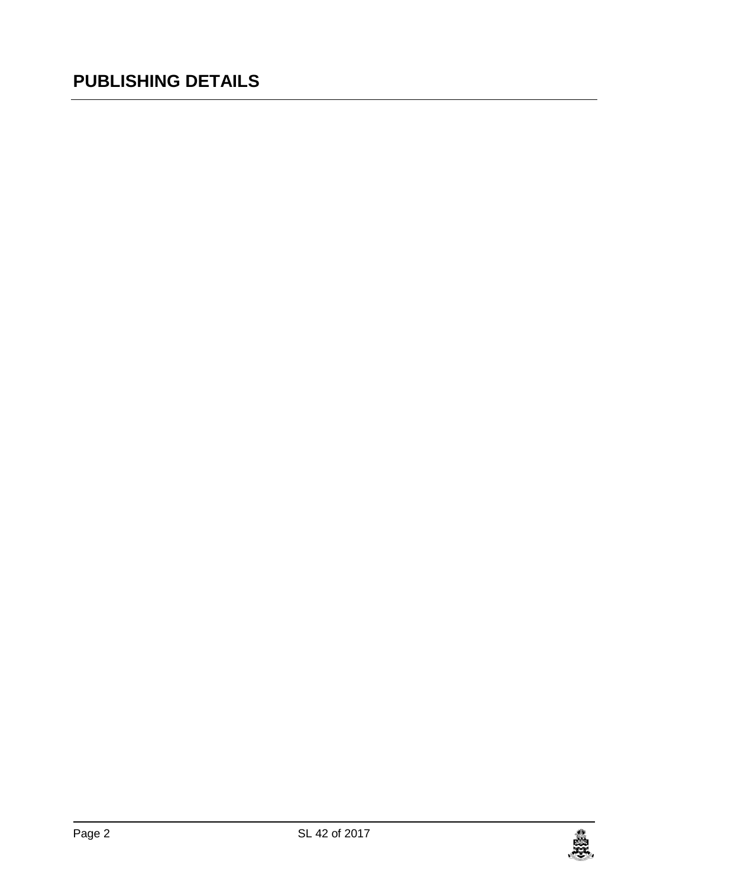# PUBLISHING DETAILS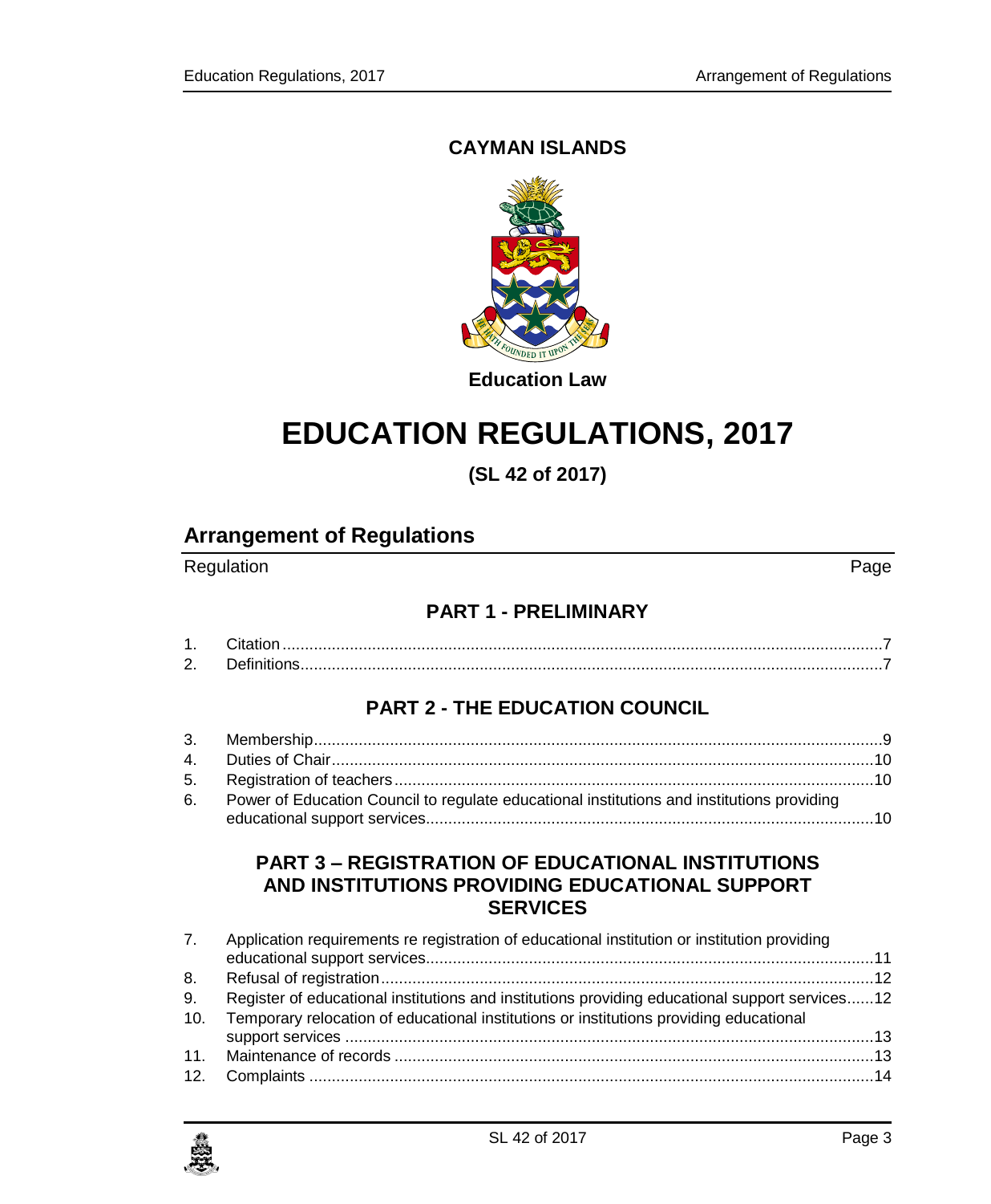**CAYMAN ISLANDS**

**Education Law**

# EDUCATION REGULATIONS, 2017

**(SL 42 of 2017)**

## Arrangement of Regulations

Regulation Page

### PART 1 - PRELIMINARY

1. Citation ....................................................................................................................7
2. Definitions................................................................................................................7

### PART 2 - THE EDUCATION COUNCIL

3. Membership.............................................................................................................9
4. Duties of Chair........................................................................................................10
5. Registration of teachers..........................................................................................10
6. Power of Education Council to regulate educational institutions and institutions providing educational support services..................................................................................10

### PART 3 – REGISTRATION OF EDUCATIONAL INSTITUTIONS AND INSTITUTIONS PROVIDING EDUCATIONAL SUPPORT SERVICES

7. Application requirements re registration of educational institution or institution providing educational support services..................................................................................11
8. Refusal of registration.............................................................................................12
9. Register of educational institutions and institutions providing educational support services......12
10. Temporary relocation of educational institutions or institutions providing educational support services .....................................................................................................13
11. Maintenance of records ..........................................................................................13
12. Complaints .............................................................................................................14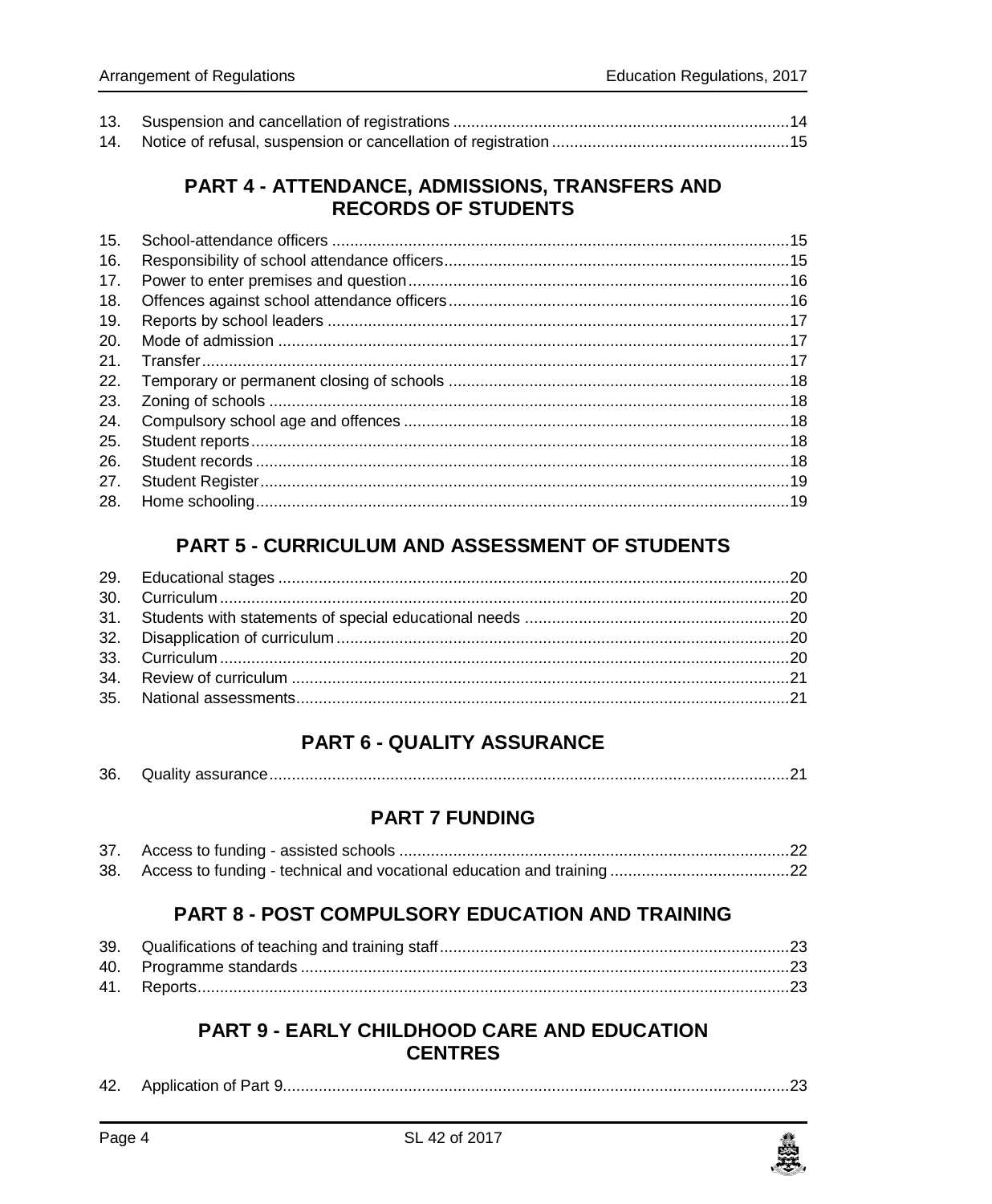13. Suspension and cancellation of registrations ..........................................................................14
14. Notice of refusal, suspension or cancellation of registration .....................................................15

## PART 4 - ATTENDANCE, ADMISSIONS, TRANSFERS AND RECORDS OF STUDENTS

15. School-attendance officers .....................................................................................................15
16. Responsibility of school attendance officers............................................................................15
17. Power to enter premises and question....................................................................................16
18. Offences against school attendance officers...........................................................................16
19. Reports by school leaders ......................................................................................................17
20. Mode of admission .................................................................................................................17
21. Transfer...................................................................................................................................17
22. Temporary or permanent closing of schools ............................................................................18
23. Zoning of schools ...................................................................................................................18
24. Compulsory school age and offences .....................................................................................18
25. Student reports........................................................................................................................18
26. Student records ......................................................................................................................18
27. Student Register......................................................................................................................19
28. Home schooling.......................................................................................................................19

## PART 5 - CURRICULUM AND ASSESSMENT OF STUDENTS

29. Educational stages .................................................................................................................20
30. Curriculum ..............................................................................................................................20
31. Students with statements of special educational needs ..........................................................20
32. Disapplication of curriculum....................................................................................................20
33. Curriculum ..............................................................................................................................20
34. Review of curriculum ..............................................................................................................21
35. National assessments.............................................................................................................21

## PART 6 - QUALITY ASSURANCE

36. Quality assurance...................................................................................................................21

## PART 7 FUNDING

37. Access to funding - assisted schools ......................................................................................22
38. Access to funding - technical and vocational education and training ........................................22

## PART 8 - POST COMPULSORY EDUCATION AND TRAINING

39. Qualifications of teaching and training staff..............................................................................23
40. Programme standards ............................................................................................................23
41. Reports...................................................................................................................................23

## PART 9 - EARLY CHILDHOOD CARE AND EDUCATION CENTRES

42. Application of Part 9................................................................................................................23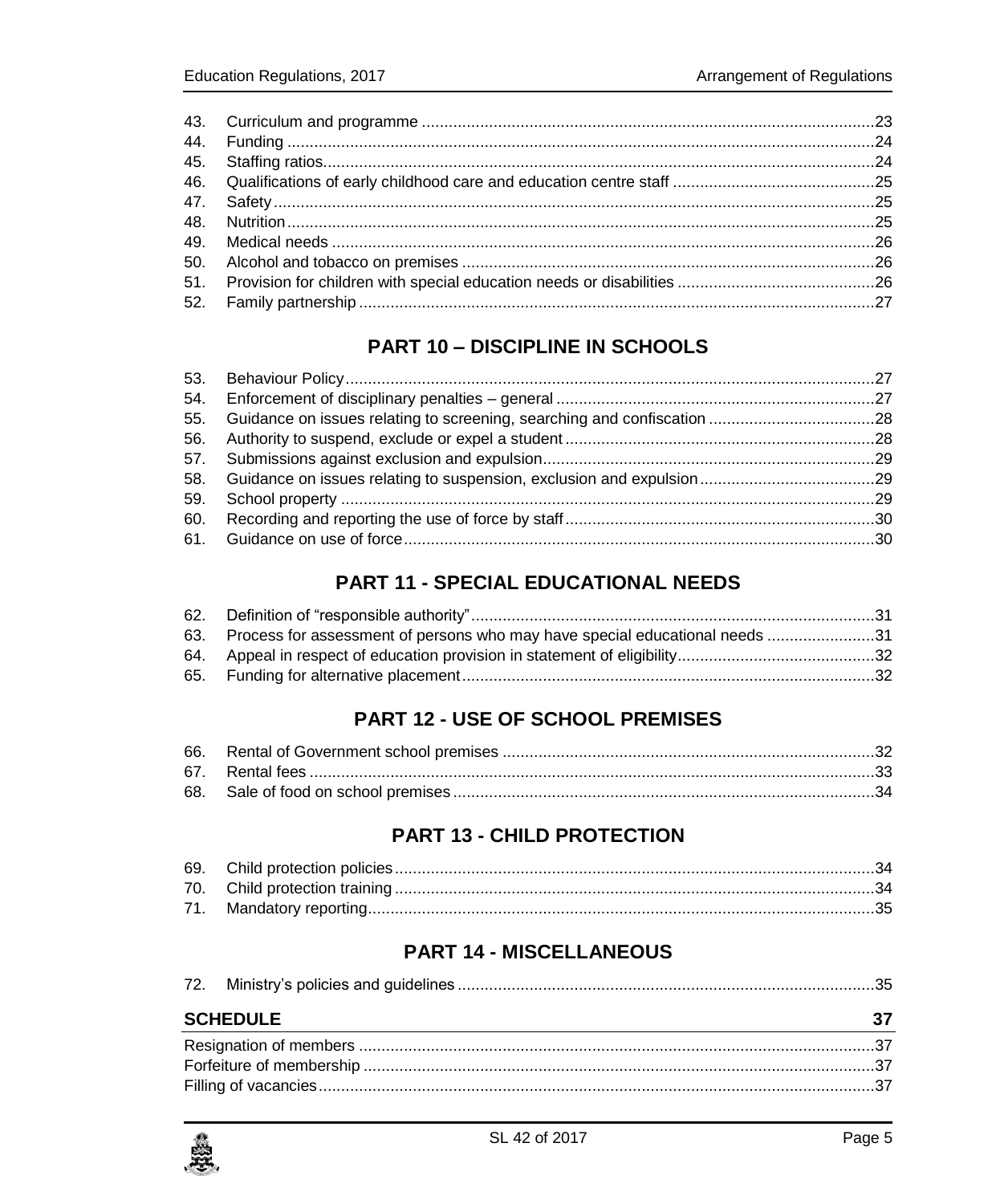43. Curriculum and programme ....................................................................................................23
44. Funding ...................................................................................................................................24
45. Staffing ratios...........................................................................................................................24
46. Qualifications of early childhood care and education centre staff .............................................25
47. Safety.......................................................................................................................................25
48. Nutrition...................................................................................................................................25
49. Medical needs .........................................................................................................................26
50. Alcohol and tobacco on premises ............................................................................................26
51. Provision for children with special education needs or disabilities ............................................26
52. Family partnership ...................................................................................................................27

## PART 10 – DISCIPLINE IN SCHOOLS

53. Behaviour Policy......................................................................................................................27
54. Enforcement of disciplinary penalties – general .......................................................................27
55. Guidance on issues relating to screening, searching and confiscation .....................................28
56. Authority to suspend, exclude or expel a student .....................................................................28
57. Submissions against exclusion and expulsion..........................................................................29
58. Guidance on issues relating to suspension, exclusion and expulsion.......................................29
59. School property .......................................................................................................................29
60. Recording and reporting the use of force by staff.....................................................................30
61. Guidance on use of force.........................................................................................................30

## PART 11 - SPECIAL EDUCATIONAL NEEDS

62. Definition of "responsible authority"..........................................................................................31
63. Process for assessment of persons who may have special educational needs ........................31
64. Appeal in respect of education provision in statement of eligibility............................................32
65. Funding for alternative placement............................................................................................32

## PART 12 - USE OF SCHOOL PREMISES

66. Rental of Government school premises ...................................................................................32
67. Rental fees ..............................................................................................................................33
68. Sale of food on school premises ..............................................................................................34

## PART 13 - CHILD PROTECTION

69. Child protection policies...........................................................................................................34
70. Child protection training ...........................................................................................................34
71. Mandatory reporting.................................................................................................................35

## PART 14 - MISCELLANEOUS

72. Ministry's policies and guidelines .............................................................................................35

**SCHEDULE** **37**

Resignation of members ...................................................................................................................37
Forfeiture of membership ..................................................................................................................37
Filling of vacancies............................................................................................................................37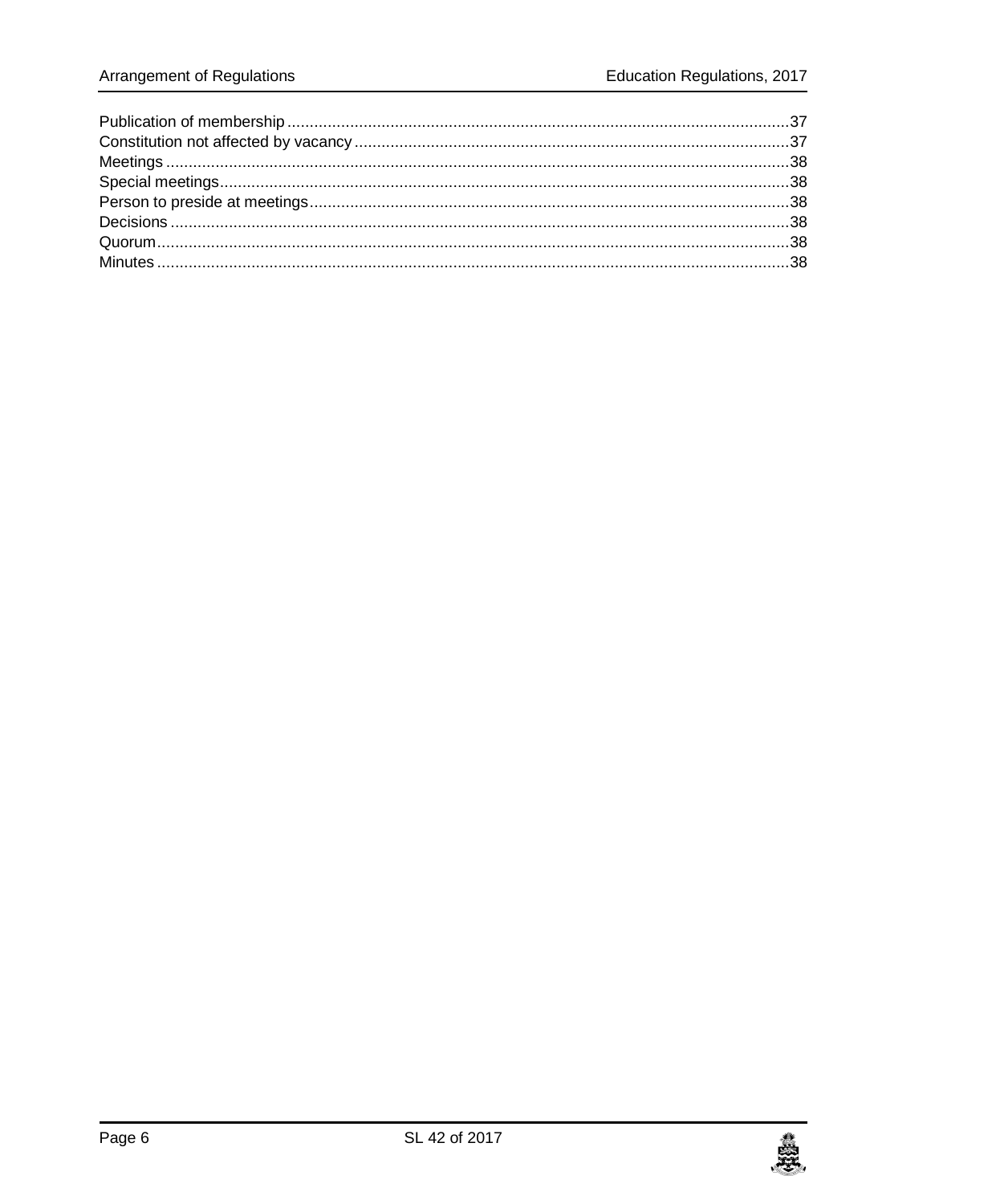Publication of membership ............................................................................................................37
Constitution not affected by vacancy ................................................................................................37
Meetings ..........................................................................................................................................38
Special meetings..............................................................................................................................38
Person to preside at meetings..........................................................................................................38
Decisions .........................................................................................................................................38
Quorum............................................................................................................................................38
Minutes ............................................................................................................................................38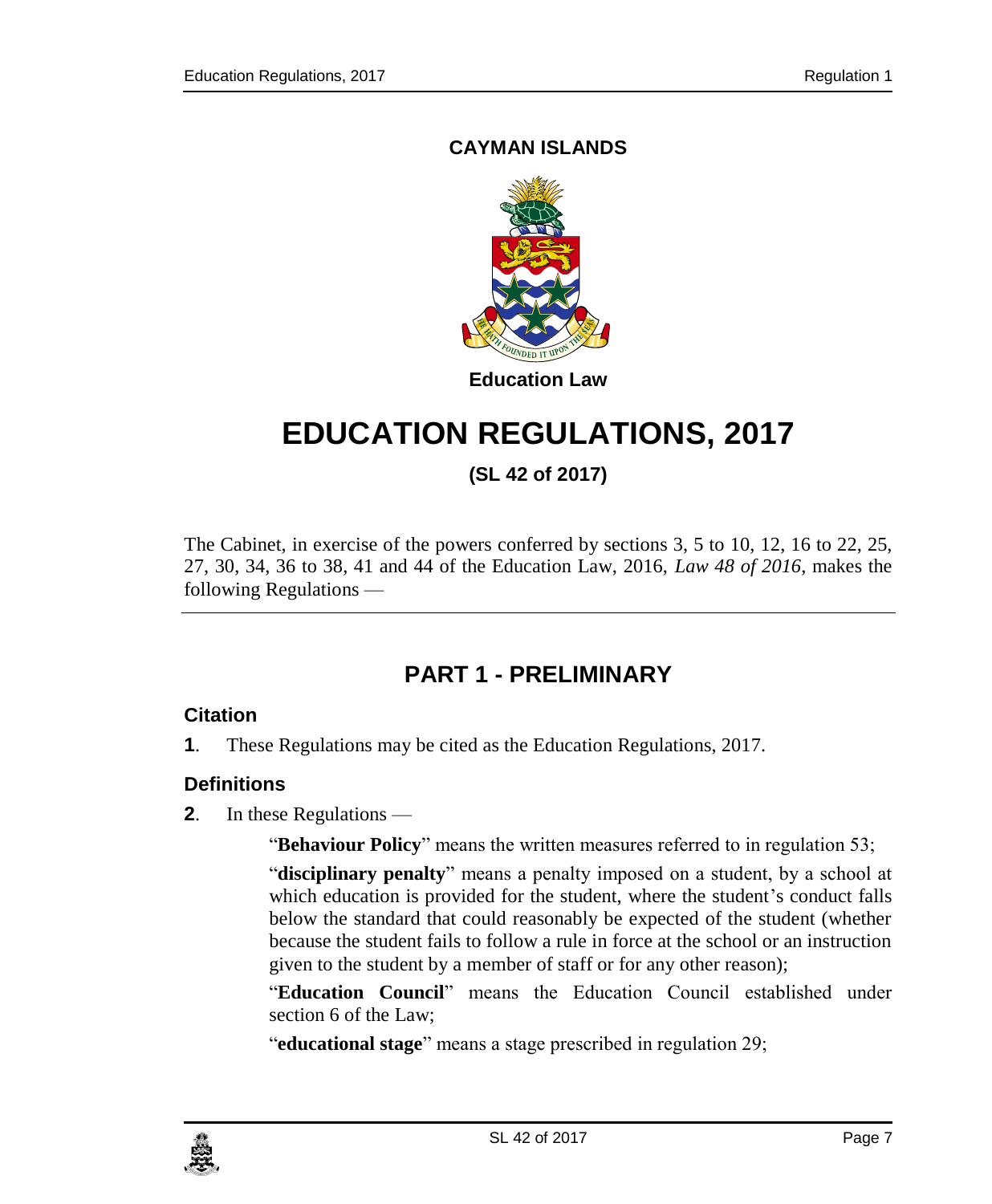**CAYMAN ISLANDS**

**Education Law**

# EDUCATION REGULATIONS, 2017

**(SL 42 of 2017)**

The Cabinet, in exercise of the powers conferred by sections 3, 5 to 10, 12, 16 to 22, 25, 27, 30, 34, 36 to 38, 41 and 44 of the Education Law, 2016, *Law 48 of 2016*, makes the following Regulations —

## PART 1 - PRELIMINARY

### Citation

**1**. These Regulations may be cited as the Education Regulations, 2017.

### Definitions

**2**. In these Regulations —

"**Behaviour Policy**" means the written measures referred to in regulation 53;

"**disciplinary penalty**" means a penalty imposed on a student, by a school at which education is provided for the student, where the student's conduct falls below the standard that could reasonably be expected of the student (whether because the student fails to follow a rule in force at the school or an instruction given to the student by a member of staff or for any other reason);

"**Education Council**" means the Education Council established under section 6 of the Law;

"**educational stage**" means a stage prescribed in regulation 29;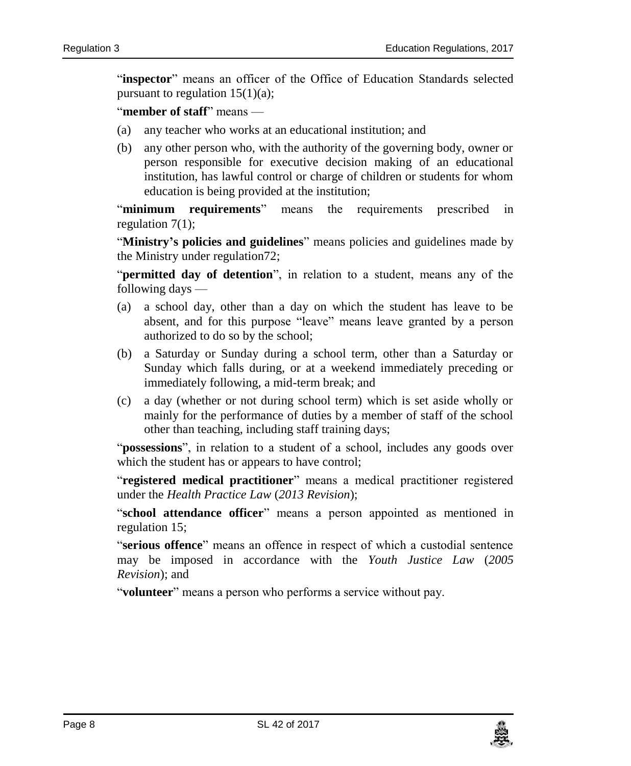"**inspector**" means an officer of the Office of Education Standards selected pursuant to regulation 15(1)(a);

"**member of staff**" means —

(a) any teacher who works at an educational institution; and

(b) any other person who, with the authority of the governing body, owner or person responsible for executive decision making of an educational institution, has lawful control or charge of children or students for whom education is being provided at the institution;

"**minimum requirements**" means the requirements prescribed in regulation 7(1);

"**Ministry's policies and guidelines**" means policies and guidelines made by the Ministry under regulation72;

"**permitted day of detention**", in relation to a student, means any of the following days —

(a) a school day, other than a day on which the student has leave to be absent, and for this purpose "leave" means leave granted by a person authorized to do so by the school;

(b) a Saturday or Sunday during a school term, other than a Saturday or Sunday which falls during, or at a weekend immediately preceding or immediately following, a mid-term break; and

(c) a day (whether or not during school term) which is set aside wholly or mainly for the performance of duties by a member of staff of the school other than teaching, including staff training days;

"**possessions**", in relation to a student of a school, includes any goods over which the student has or appears to have control;

"**registered medical practitioner**" means a medical practitioner registered under the *Health Practice Law* (*2013 Revision*);

"**school attendance officer**" means a person appointed as mentioned in regulation 15;

"**serious offence**" means an offence in respect of which a custodial sentence may be imposed in accordance with the *Youth Justice Law* (*2005 Revision*); and

"**volunteer**" means a person who performs a service without pay.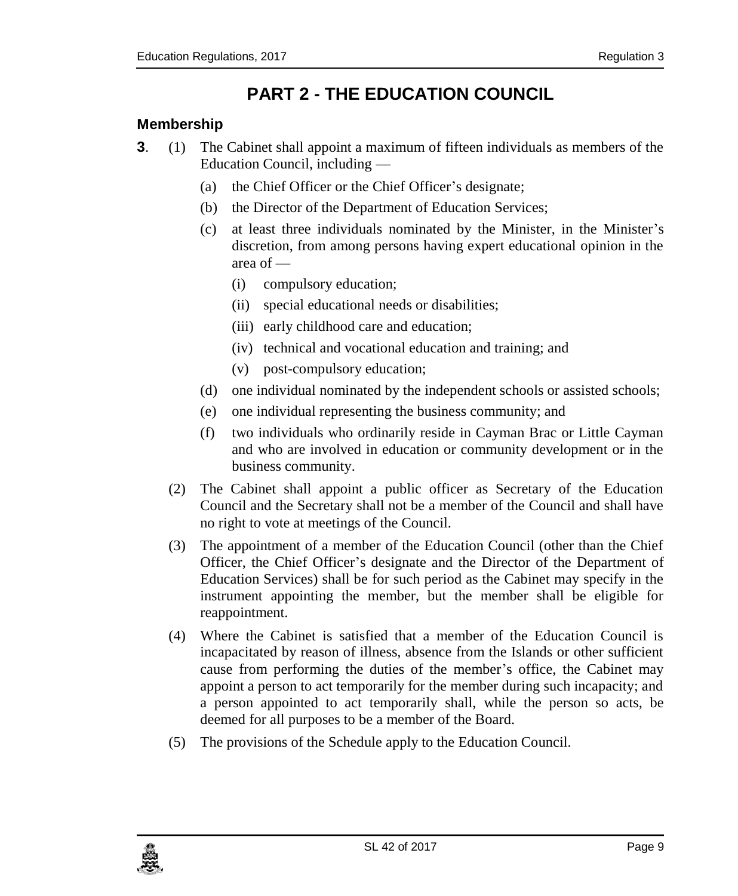# PART 2 - THE EDUCATION COUNCIL

## Membership

**3**. (1) The Cabinet shall appoint a maximum of fifteen individuals as members of the Education Council, including —

- (a) the Chief Officer or the Chief Officer's designate;
- (b) the Director of the Department of Education Services;
- (c) at least three individuals nominated by the Minister, in the Minister's discretion, from among persons having expert educational opinion in the area of —
  - (i) compulsory education;
  - (ii) special educational needs or disabilities;
  - (iii) early childhood care and education;
  - (iv) technical and vocational education and training; and
  - (v) post-compulsory education;
- (d) one individual nominated by the independent schools or assisted schools;
- (e) one individual representing the business community; and
- (f) two individuals who ordinarily reside in Cayman Brac or Little Cayman and who are involved in education or community development or in the business community.

(2) The Cabinet shall appoint a public officer as Secretary of the Education Council and the Secretary shall not be a member of the Council and shall have no right to vote at meetings of the Council.

(3) The appointment of a member of the Education Council (other than the Chief Officer, the Chief Officer's designate and the Director of the Department of Education Services) shall be for such period as the Cabinet may specify in the instrument appointing the member, but the member shall be eligible for reappointment.

(4) Where the Cabinet is satisfied that a member of the Education Council is incapacitated by reason of illness, absence from the Islands or other sufficient cause from performing the duties of the member's office, the Cabinet may appoint a person to act temporarily for the member during such incapacity; and a person appointed to act temporarily shall, while the person so acts, be deemed for all purposes to be a member of the Board.

(5) The provisions of the Schedule apply to the Education Council.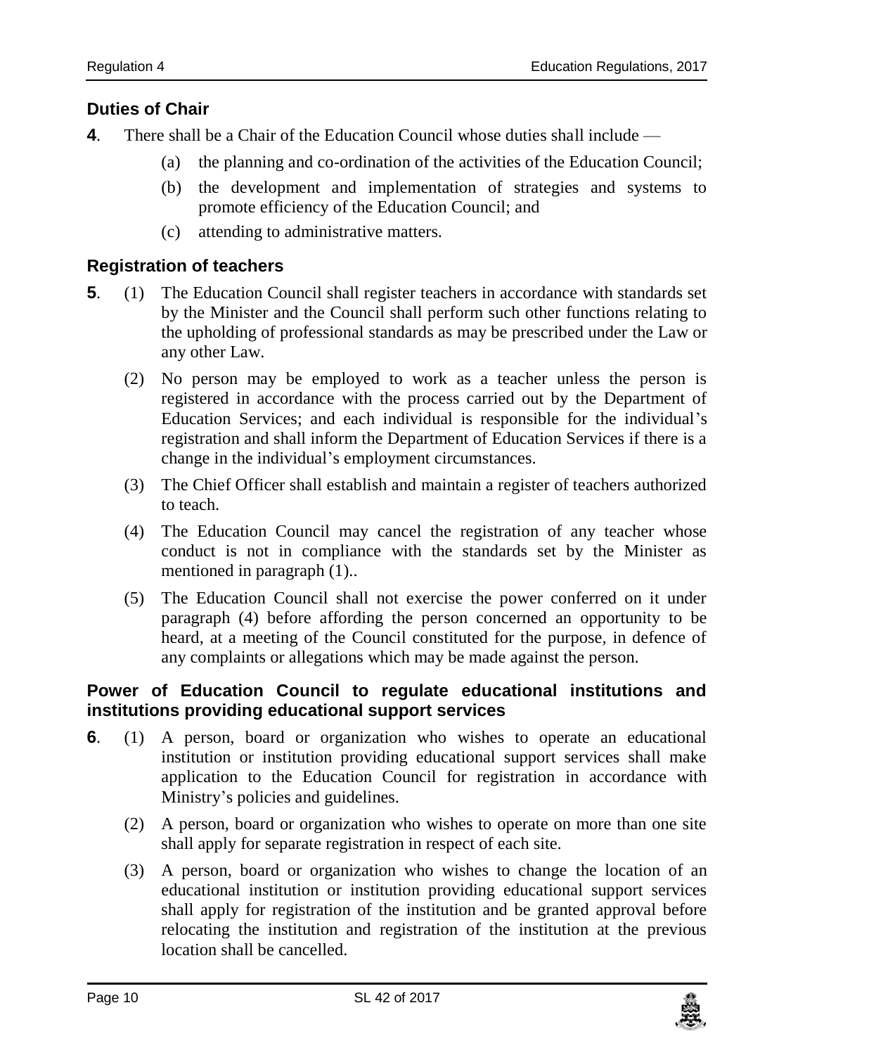### Duties of Chair

**4**. There shall be a Chair of the Education Council whose duties shall include —

(a) the planning and co-ordination of the activities of the Education Council;

(b) the development and implementation of strategies and systems to promote efficiency of the Education Council; and

(c) attending to administrative matters.

### Registration of teachers

**5**. (1) The Education Council shall register teachers in accordance with standards set by the Minister and the Council shall perform such other functions relating to the upholding of professional standards as may be prescribed under the Law or any other Law.

(2) No person may be employed to work as a teacher unless the person is registered in accordance with the process carried out by the Department of Education Services; and each individual is responsible for the individual's registration and shall inform the Department of Education Services if there is a change in the individual's employment circumstances.

(3) The Chief Officer shall establish and maintain a register of teachers authorized to teach.

(4) The Education Council may cancel the registration of any teacher whose conduct is not in compliance with the standards set by the Minister as mentioned in paragraph (1)..

(5) The Education Council shall not exercise the power conferred on it under paragraph (4) before affording the person concerned an opportunity to be heard, at a meeting of the Council constituted for the purpose, in defence of any complaints or allegations which may be made against the person.

### Power of Education Council to regulate educational institutions and institutions providing educational support services

**6**. (1) A person, board or organization who wishes to operate an educational institution or institution providing educational support services shall make application to the Education Council for registration in accordance with Ministry's policies and guidelines.

(2) A person, board or organization who wishes to operate on more than one site shall apply for separate registration in respect of each site.

(3) A person, board or organization who wishes to change the location of an educational institution or institution providing educational support services shall apply for registration of the institution and be granted approval before relocating the institution and registration of the institution at the previous location shall be cancelled.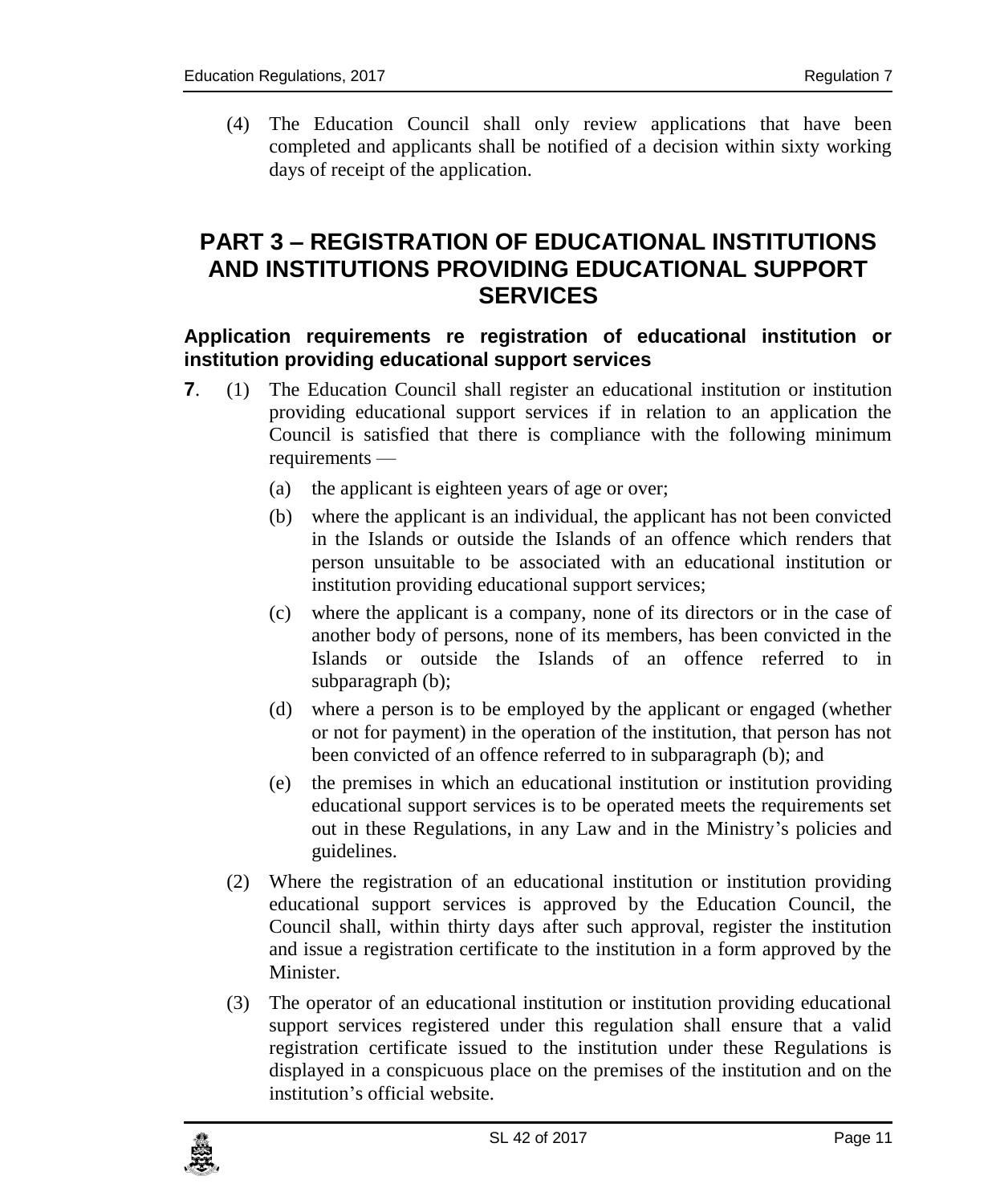(4) The Education Council shall only review applications that have been completed and applicants shall be notified of a decision within sixty working days of receipt of the application.

# PART 3 – REGISTRATION OF EDUCATIONAL INSTITUTIONS AND INSTITUTIONS PROVIDING EDUCATIONAL SUPPORT SERVICES

## Application requirements re registration of educational institution or institution providing educational support services

**7**. (1) The Education Council shall register an educational institution or institution providing educational support services if in relation to an application the Council is satisfied that there is compliance with the following minimum requirements —

(a) the applicant is eighteen years of age or over;

(b) where the applicant is an individual, the applicant has not been convicted in the Islands or outside the Islands of an offence which renders that person unsuitable to be associated with an educational institution or institution providing educational support services;

(c) where the applicant is a company, none of its directors or in the case of another body of persons, none of its members, has been convicted in the Islands or outside the Islands of an offence referred to in subparagraph (b);

(d) where a person is to be employed by the applicant or engaged (whether or not for payment) in the operation of the institution, that person has not been convicted of an offence referred to in subparagraph (b); and

(e) the premises in which an educational institution or institution providing educational support services is to be operated meets the requirements set out in these Regulations, in any Law and in the Ministry's policies and guidelines.

(2) Where the registration of an educational institution or institution providing educational support services is approved by the Education Council, the Council shall, within thirty days after such approval, register the institution and issue a registration certificate to the institution in a form approved by the Minister.

(3) The operator of an educational institution or institution providing educational support services registered under this regulation shall ensure that a valid registration certificate issued to the institution under these Regulations is displayed in a conspicuous place on the premises of the institution and on the institution's official website.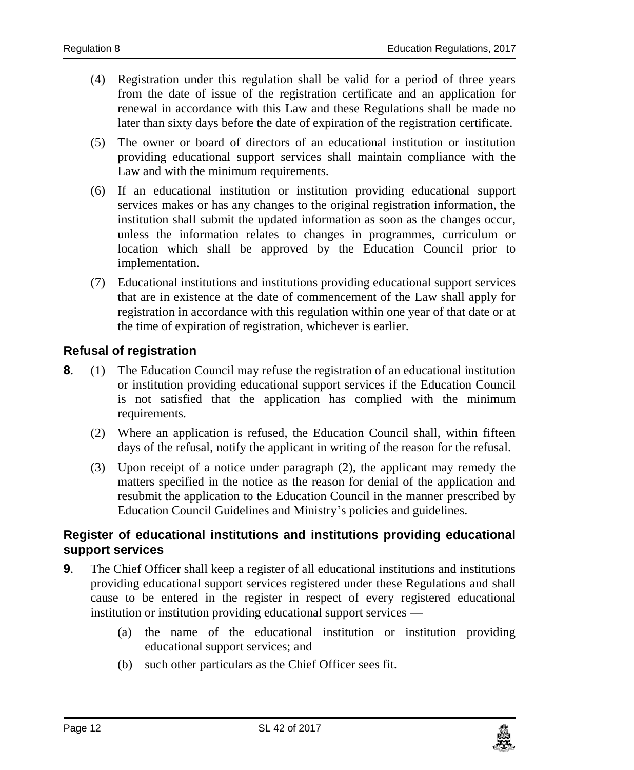(4) Registration under this regulation shall be valid for a period of three years from the date of issue of the registration certificate and an application for renewal in accordance with this Law and these Regulations shall be made no later than sixty days before the date of expiration of the registration certificate.

(5) The owner or board of directors of an educational institution or institution providing educational support services shall maintain compliance with the Law and with the minimum requirements.

(6) If an educational institution or institution providing educational support services makes or has any changes to the original registration information, the institution shall submit the updated information as soon as the changes occur, unless the information relates to changes in programmes, curriculum or location which shall be approved by the Education Council prior to implementation.

(7) Educational institutions and institutions providing educational support services that are in existence at the date of commencement of the Law shall apply for registration in accordance with this regulation within one year of that date or at the time of expiration of registration, whichever is earlier.

### Refusal of registration

**8**. (1) The Education Council may refuse the registration of an educational institution or institution providing educational support services if the Education Council is not satisfied that the application has complied with the minimum requirements.

(2) Where an application is refused, the Education Council shall, within fifteen days of the refusal, notify the applicant in writing of the reason for the refusal.

(3) Upon receipt of a notice under paragraph (2), the applicant may remedy the matters specified in the notice as the reason for denial of the application and resubmit the application to the Education Council in the manner prescribed by Education Council Guidelines and Ministry's policies and guidelines.

### Register of educational institutions and institutions providing educational support services

**9**. The Chief Officer shall keep a register of all educational institutions and institutions providing educational support services registered under these Regulations and shall cause to be entered in the register in respect of every registered educational institution or institution providing educational support services —

(a) the name of the educational institution or institution providing educational support services; and

(b) such other particulars as the Chief Officer sees fit.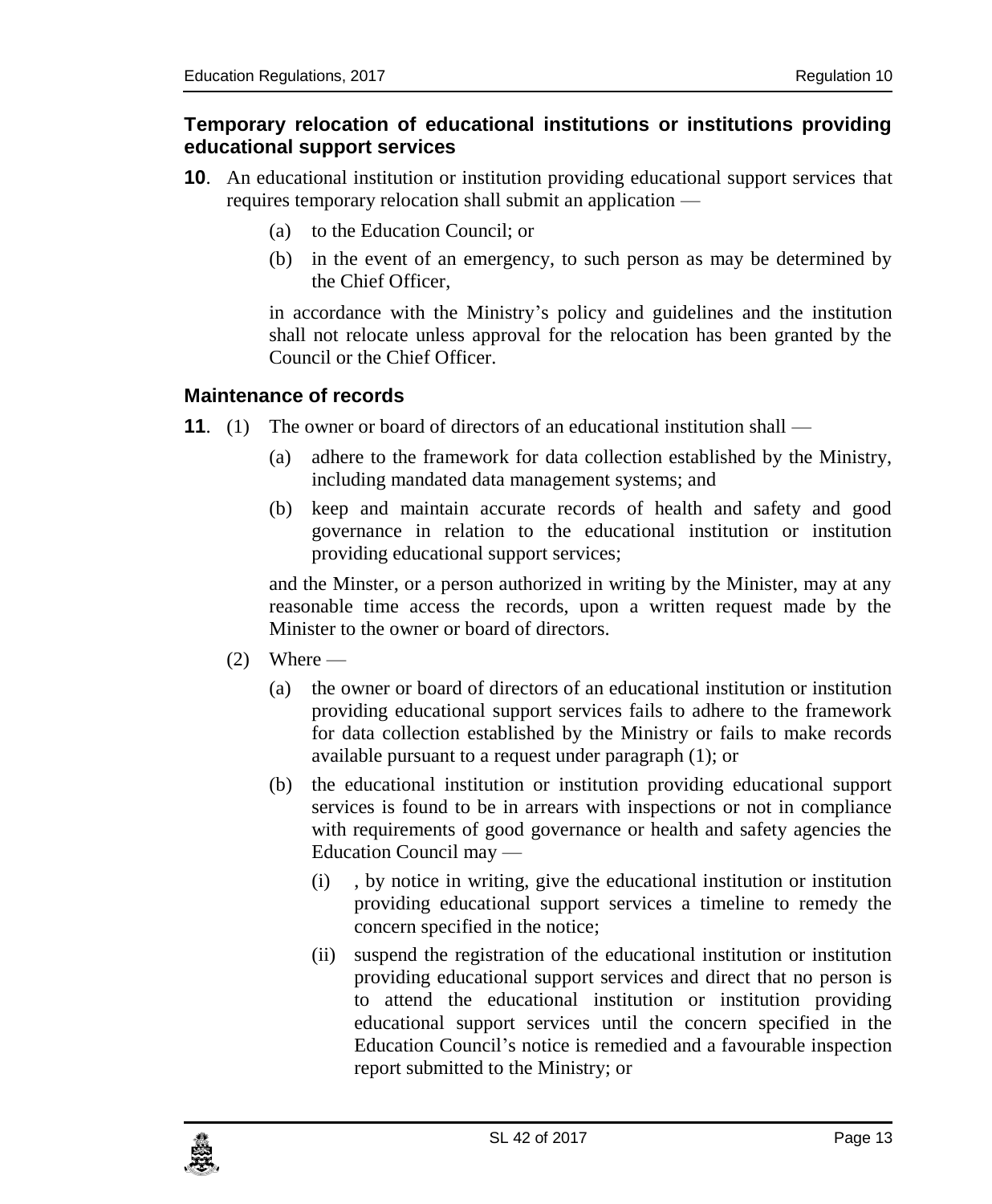### Temporary relocation of educational institutions or institutions providing educational support services

**10**. An educational institution or institution providing educational support services that requires temporary relocation shall submit an application —

(a) to the Education Council; or

(b) in the event of an emergency, to such person as may be determined by the Chief Officer,

in accordance with the Ministry's policy and guidelines and the institution shall not relocate unless approval for the relocation has been granted by the Council or the Chief Officer.

### Maintenance of records

**11**. (1) The owner or board of directors of an educational institution shall —

(a) adhere to the framework for data collection established by the Ministry, including mandated data management systems; and

(b) keep and maintain accurate records of health and safety and good governance in relation to the educational institution or institution providing educational support services;

and the Minster, or a person authorized in writing by the Minister, may at any reasonable time access the records, upon a written request made by the Minister to the owner or board of directors.

(2) Where —

(a) the owner or board of directors of an educational institution or institution providing educational support services fails to adhere to the framework for data collection established by the Ministry or fails to make records available pursuant to a request under paragraph (1); or

(b) the educational institution or institution providing educational support services is found to be in arrears with inspections or not in compliance with requirements of good governance or health and safety agencies the Education Council may —

(i) , by notice in writing, give the educational institution or institution providing educational support services a timeline to remedy the concern specified in the notice;

(ii) suspend the registration of the educational institution or institution providing educational support services and direct that no person is to attend the educational institution or institution providing educational support services until the concern specified in the Education Council's notice is remedied and a favourable inspection report submitted to the Ministry; or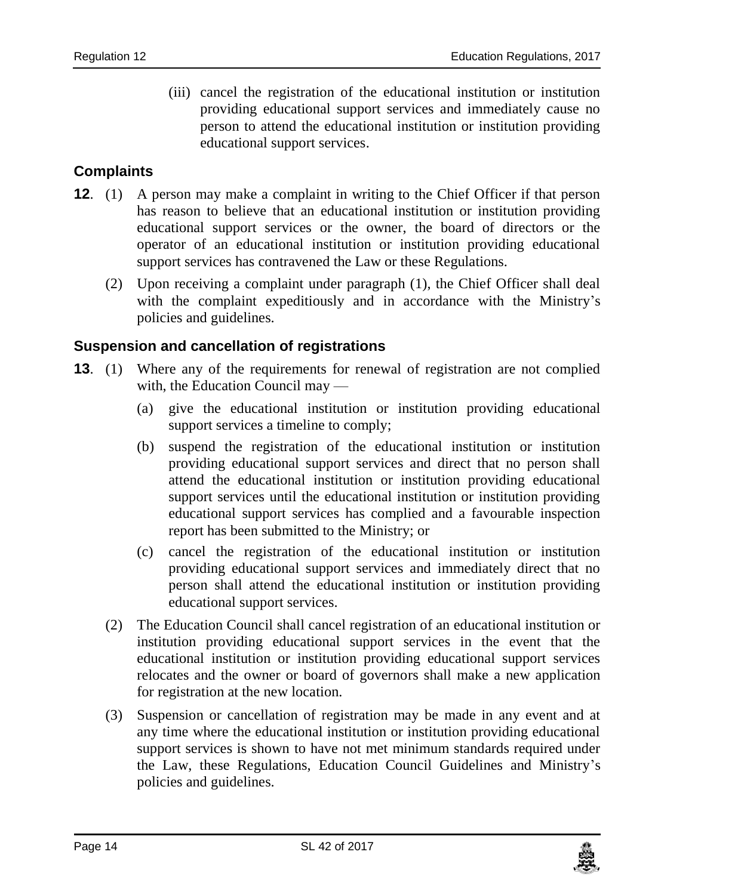(iii) cancel the registration of the educational institution or institution providing educational support services and immediately cause no person to attend the educational institution or institution providing educational support services.

### Complaints

**12**. (1) A person may make a complaint in writing to the Chief Officer if that person has reason to believe that an educational institution or institution providing educational support services or the owner, the board of directors or the operator of an educational institution or institution providing educational support services has contravened the Law or these Regulations.

(2) Upon receiving a complaint under paragraph (1), the Chief Officer shall deal with the complaint expeditiously and in accordance with the Ministry's policies and guidelines.

### Suspension and cancellation of registrations

**13**. (1) Where any of the requirements for renewal of registration are not complied with, the Education Council may —

(a) give the educational institution or institution providing educational support services a timeline to comply;

(b) suspend the registration of the educational institution or institution providing educational support services and direct that no person shall attend the educational institution or institution providing educational support services until the educational institution or institution providing educational support services has complied and a favourable inspection report has been submitted to the Ministry; or

(c) cancel the registration of the educational institution or institution providing educational support services and immediately direct that no person shall attend the educational institution or institution providing educational support services.

(2) The Education Council shall cancel registration of an educational institution or institution providing educational support services in the event that the educational institution or institution providing educational support services relocates and the owner or board of governors shall make a new application for registration at the new location.

(3) Suspension or cancellation of registration may be made in any event and at any time where the educational institution or institution providing educational support services is shown to have not met minimum standards required under the Law, these Regulations, Education Council Guidelines and Ministry's policies and guidelines.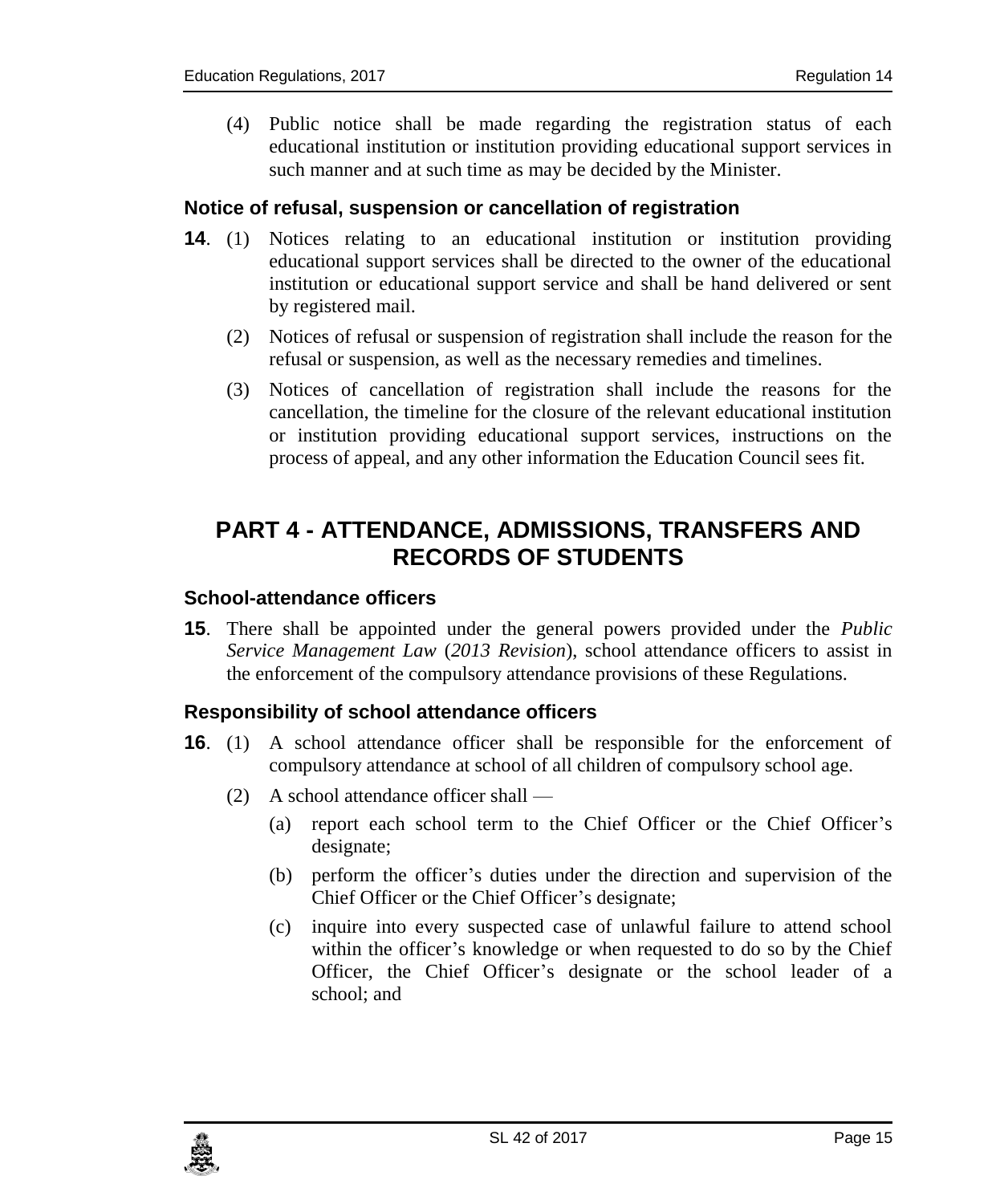(4) Public notice shall be made regarding the registration status of each educational institution or institution providing educational support services in such manner and at such time as may be decided by the Minister.

### Notice of refusal, suspension or cancellation of registration

**14**. (1) Notices relating to an educational institution or institution providing educational support services shall be directed to the owner of the educational institution or educational support service and shall be hand delivered or sent by registered mail.

(2) Notices of refusal or suspension of registration shall include the reason for the refusal or suspension, as well as the necessary remedies and timelines.

(3) Notices of cancellation of registration shall include the reasons for the cancellation, the timeline for the closure of the relevant educational institution or institution providing educational support services, instructions on the process of appeal, and any other information the Education Council sees fit.

## PART 4 - ATTENDANCE, ADMISSIONS, TRANSFERS AND RECORDS OF STUDENTS

### School-attendance officers

**15**. There shall be appointed under the general powers provided under the *Public Service Management Law* (*2013 Revision*), school attendance officers to assist in the enforcement of the compulsory attendance provisions of these Regulations.

### Responsibility of school attendance officers

**16**. (1) A school attendance officer shall be responsible for the enforcement of compulsory attendance at school of all children of compulsory school age.

(2) A school attendance officer shall —

(a) report each school term to the Chief Officer or the Chief Officer's designate;

(b) perform the officer's duties under the direction and supervision of the Chief Officer or the Chief Officer's designate;

(c) inquire into every suspected case of unlawful failure to attend school within the officer's knowledge or when requested to do so by the Chief Officer, the Chief Officer's designate or the school leader of a school; and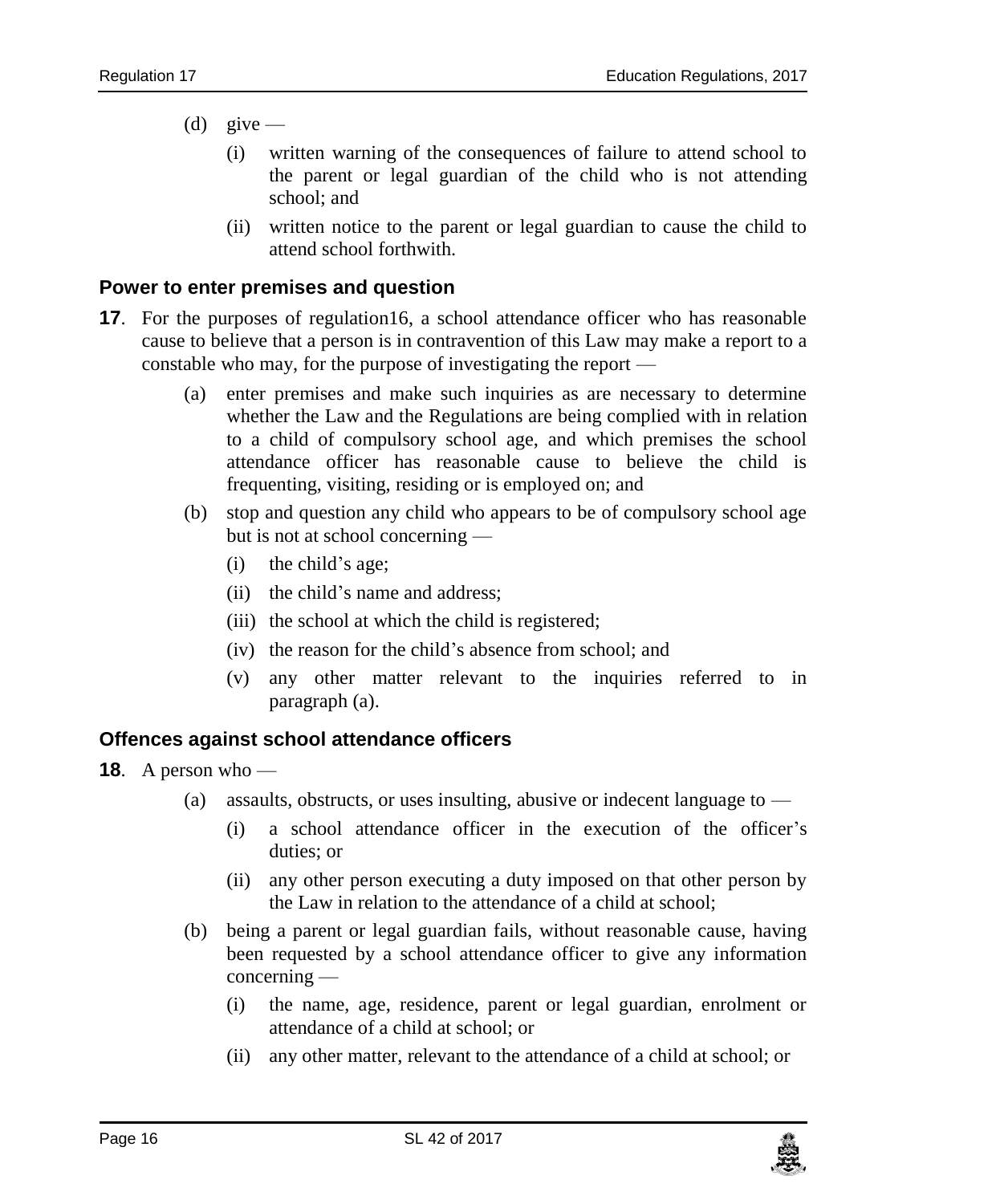(d) give —

   (i) written warning of the consequences of failure to attend school to the parent or legal guardian of the child who is not attending school; and

   (ii) written notice to the parent or legal guardian to cause the child to attend school forthwith.

### Power to enter premises and question

**17**. For the purposes of regulation16, a school attendance officer who has reasonable cause to believe that a person is in contravention of this Law may make a report to a constable who may, for the purpose of investigating the report —

(a) enter premises and make such inquiries as are necessary to determine whether the Law and the Regulations are being complied with in relation to a child of compulsory school age, and which premises the school attendance officer has reasonable cause to believe the child is frequenting, visiting, residing or is employed on; and

(b) stop and question any child who appears to be of compulsory school age but is not at school concerning —

   (i) the child's age;

   (ii) the child's name and address;

   (iii) the school at which the child is registered;

   (iv) the reason for the child's absence from school; and

   (v) any other matter relevant to the inquiries referred to in paragraph (a).

### Offences against school attendance officers

**18**. A person who —

(a) assaults, obstructs, or uses insulting, abusive or indecent language to —

   (i) a school attendance officer in the execution of the officer's duties; or

   (ii) any other person executing a duty imposed on that other person by the Law in relation to the attendance of a child at school;

(b) being a parent or legal guardian fails, without reasonable cause, having been requested by a school attendance officer to give any information concerning —

   (i) the name, age, residence, parent or legal guardian, enrolment or attendance of a child at school; or

   (ii) any other matter, relevant to the attendance of a child at school; or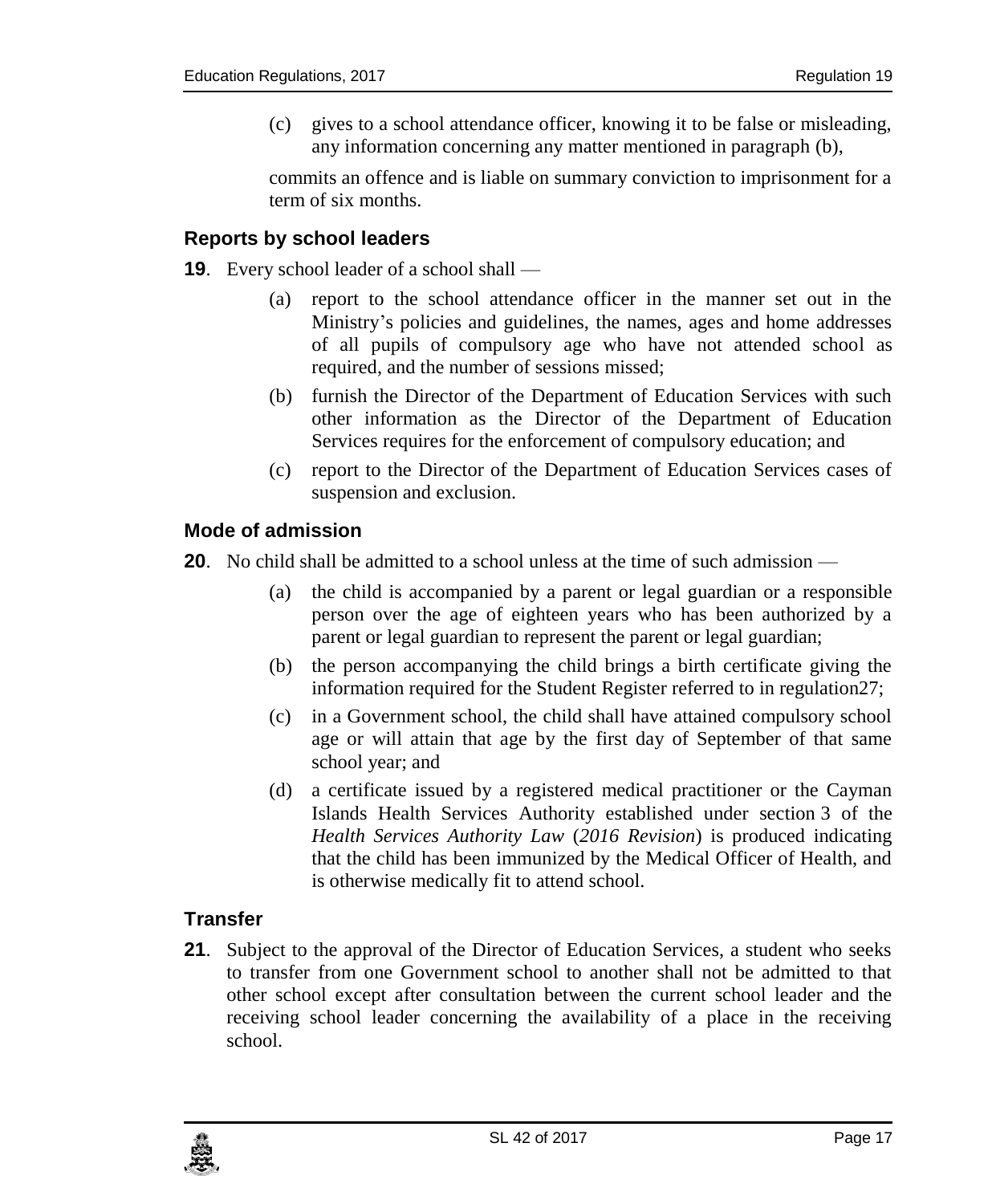(c) gives to a school attendance officer, knowing it to be false or misleading, any information concerning any matter mentioned in paragraph (b),

commits an offence and is liable on summary conviction to imprisonment for a term of six months.

### Reports by school leaders

**19**. Every school leader of a school shall —

(a) report to the school attendance officer in the manner set out in the Ministry's policies and guidelines, the names, ages and home addresses of all pupils of compulsory age who have not attended school as required, and the number of sessions missed;

(b) furnish the Director of the Department of Education Services with such other information as the Director of the Department of Education Services requires for the enforcement of compulsory education; and

(c) report to the Director of the Department of Education Services cases of suspension and exclusion.

### Mode of admission

**20**. No child shall be admitted to a school unless at the time of such admission —

(a) the child is accompanied by a parent or legal guardian or a responsible person over the age of eighteen years who has been authorized by a parent or legal guardian to represent the parent or legal guardian;

(b) the person accompanying the child brings a birth certificate giving the information required for the Student Register referred to in regulation27;

(c) in a Government school, the child shall have attained compulsory school age or will attain that age by the first day of September of that same school year; and

(d) a certificate issued by a registered medical practitioner or the Cayman Islands Health Services Authority established under section 3 of the *Health Services Authority Law* (*2016 Revision*) is produced indicating that the child has been immunized by the Medical Officer of Health, and is otherwise medically fit to attend school.

### Transfer

**21**. Subject to the approval of the Director of Education Services, a student who seeks to transfer from one Government school to another shall not be admitted to that other school except after consultation between the current school leader and the receiving school leader concerning the availability of a place in the receiving school.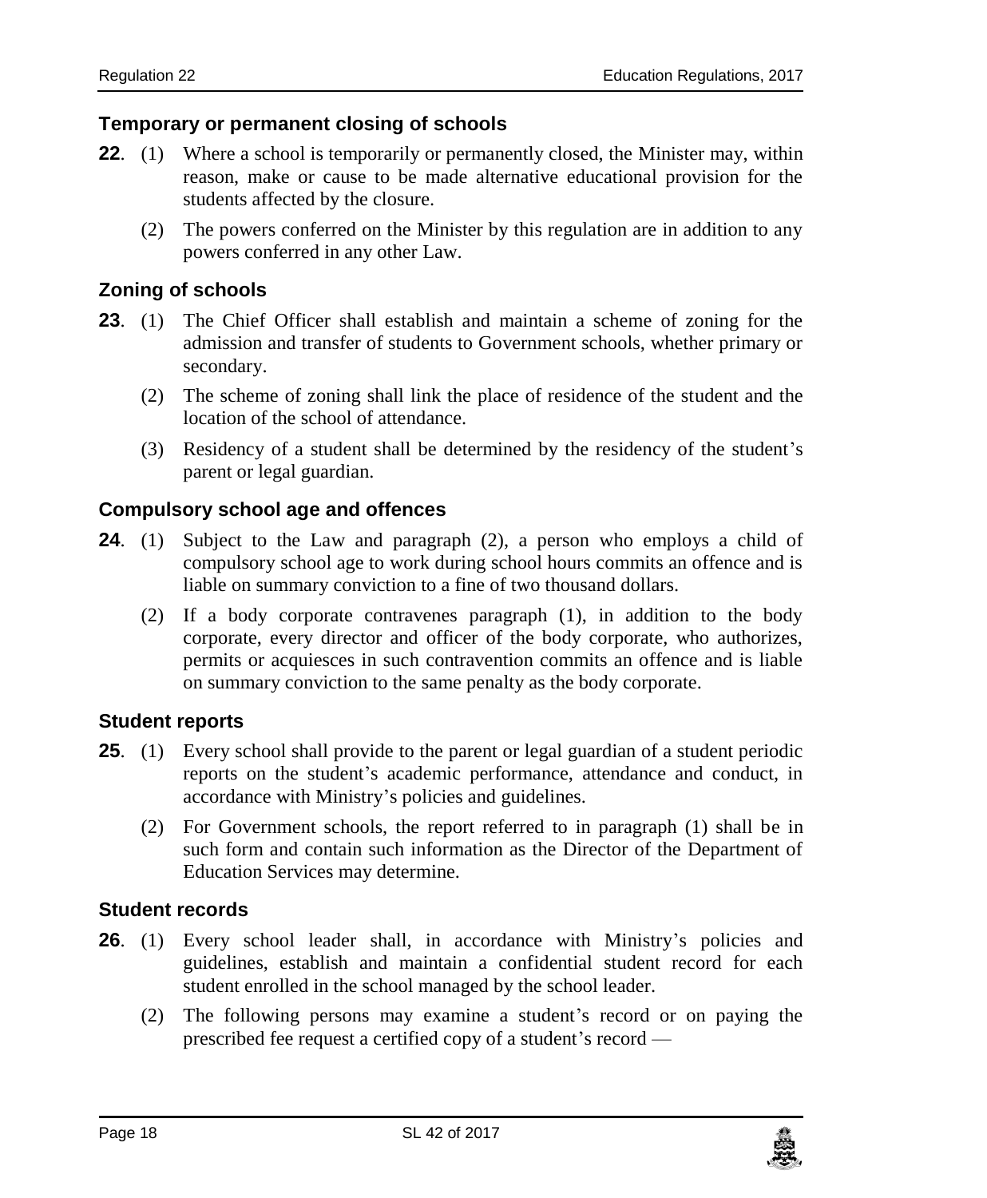### Temporary or permanent closing of schools

**22**. (1) Where a school is temporarily or permanently closed, the Minister may, within reason, make or cause to be made alternative educational provision for the students affected by the closure.

(2) The powers conferred on the Minister by this regulation are in addition to any powers conferred in any other Law.

### Zoning of schools

**23**. (1) The Chief Officer shall establish and maintain a scheme of zoning for the admission and transfer of students to Government schools, whether primary or secondary.

(2) The scheme of zoning shall link the place of residence of the student and the location of the school of attendance.

(3) Residency of a student shall be determined by the residency of the student's parent or legal guardian.

### Compulsory school age and offences

**24**. (1) Subject to the Law and paragraph (2), a person who employs a child of compulsory school age to work during school hours commits an offence and is liable on summary conviction to a fine of two thousand dollars.

(2) If a body corporate contravenes paragraph (1), in addition to the body corporate, every director and officer of the body corporate, who authorizes, permits or acquiesces in such contravention commits an offence and is liable on summary conviction to the same penalty as the body corporate.

### Student reports

**25**. (1) Every school shall provide to the parent or legal guardian of a student periodic reports on the student's academic performance, attendance and conduct, in accordance with Ministry's policies and guidelines.

(2) For Government schools, the report referred to in paragraph (1) shall be in such form and contain such information as the Director of the Department of Education Services may determine.

### Student records

**26**. (1) Every school leader shall, in accordance with Ministry's policies and guidelines, establish and maintain a confidential student record for each student enrolled in the school managed by the school leader.

(2) The following persons may examine a student's record or on paying the prescribed fee request a certified copy of a student's record —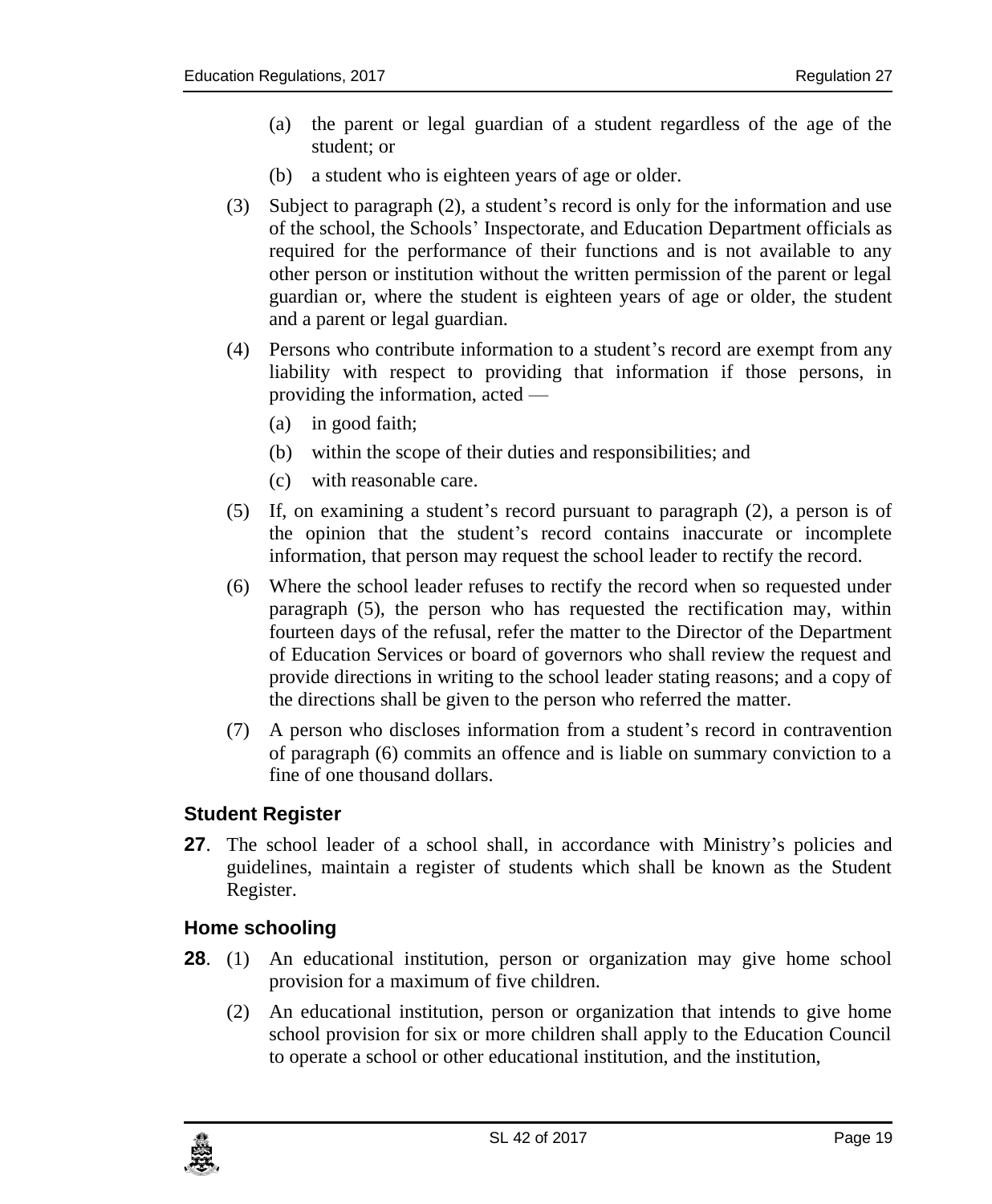(a) the parent or legal guardian of a student regardless of the age of the student; or

(b) a student who is eighteen years of age or older.

(3) Subject to paragraph (2), a student's record is only for the information and use of the school, the Schools' Inspectorate, and Education Department officials as required for the performance of their functions and is not available to any other person or institution without the written permission of the parent or legal guardian or, where the student is eighteen years of age or older, the student and a parent or legal guardian.

(4) Persons who contribute information to a student's record are exempt from any liability with respect to providing that information if those persons, in providing the information, acted —

(a) in good faith;

(b) within the scope of their duties and responsibilities; and

(c) with reasonable care.

(5) If, on examining a student's record pursuant to paragraph (2), a person is of the opinion that the student's record contains inaccurate or incomplete information, that person may request the school leader to rectify the record.

(6) Where the school leader refuses to rectify the record when so requested under paragraph (5), the person who has requested the rectification may, within fourteen days of the refusal, refer the matter to the Director of the Department of Education Services or board of governors who shall review the request and provide directions in writing to the school leader stating reasons; and a copy of the directions shall be given to the person who referred the matter.

(7) A person who discloses information from a student's record in contravention of paragraph (6) commits an offence and is liable on summary conviction to a fine of one thousand dollars.

### Student Register

**27**. The school leader of a school shall, in accordance with Ministry's policies and guidelines, maintain a register of students which shall be known as the Student Register.

### Home schooling

**28**. (1) An educational institution, person or organization may give home school provision for a maximum of five children.

(2) An educational institution, person or organization that intends to give home school provision for six or more children shall apply to the Education Council to operate a school or other educational institution, and the institution,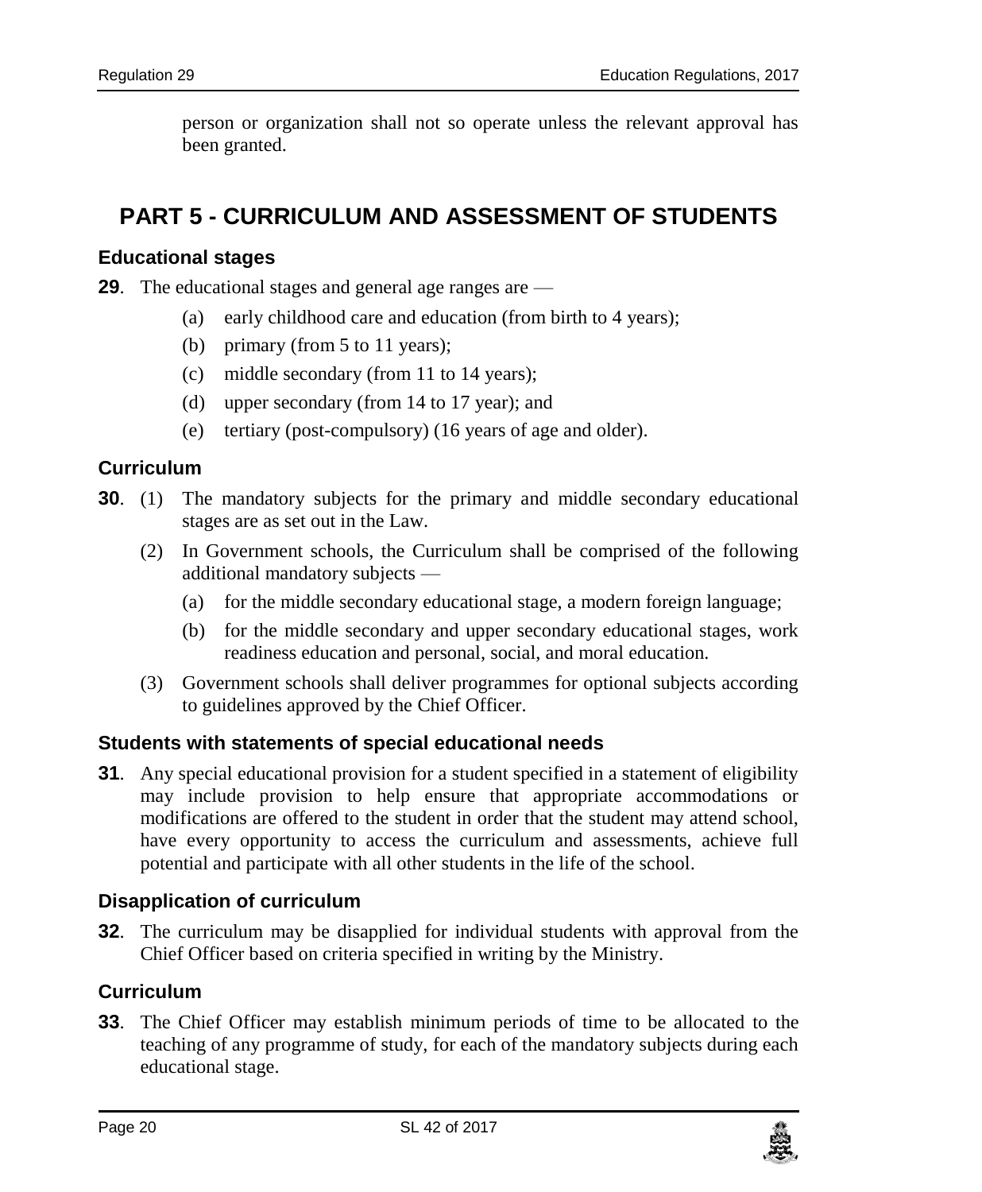person or organization shall not so operate unless the relevant approval has been granted.

# PART 5 - CURRICULUM AND ASSESSMENT OF STUDENTS

### Educational stages

**29**. The educational stages and general age ranges are —

- (a) early childhood care and education (from birth to 4 years);
- (b) primary (from 5 to 11 years);
- (c) middle secondary (from 11 to 14 years);
- (d) upper secondary (from 14 to 17 year); and
- (e) tertiary (post-compulsory) (16 years of age and older).

### Curriculum

**30**. (1) The mandatory subjects for the primary and middle secondary educational stages are as set out in the Law.

(2) In Government schools, the Curriculum shall be comprised of the following additional mandatory subjects —

- (a) for the middle secondary educational stage, a modern foreign language;
- (b) for the middle secondary and upper secondary educational stages, work readiness education and personal, social, and moral education.

(3) Government schools shall deliver programmes for optional subjects according to guidelines approved by the Chief Officer.

### Students with statements of special educational needs

**31**. Any special educational provision for a student specified in a statement of eligibility may include provision to help ensure that appropriate accommodations or modifications are offered to the student in order that the student may attend school, have every opportunity to access the curriculum and assessments, achieve full potential and participate with all other students in the life of the school.

### Disapplication of curriculum

**32**. The curriculum may be disapplied for individual students with approval from the Chief Officer based on criteria specified in writing by the Ministry.

### Curriculum

**33**. The Chief Officer may establish minimum periods of time to be allocated to the teaching of any programme of study, for each of the mandatory subjects during each educational stage.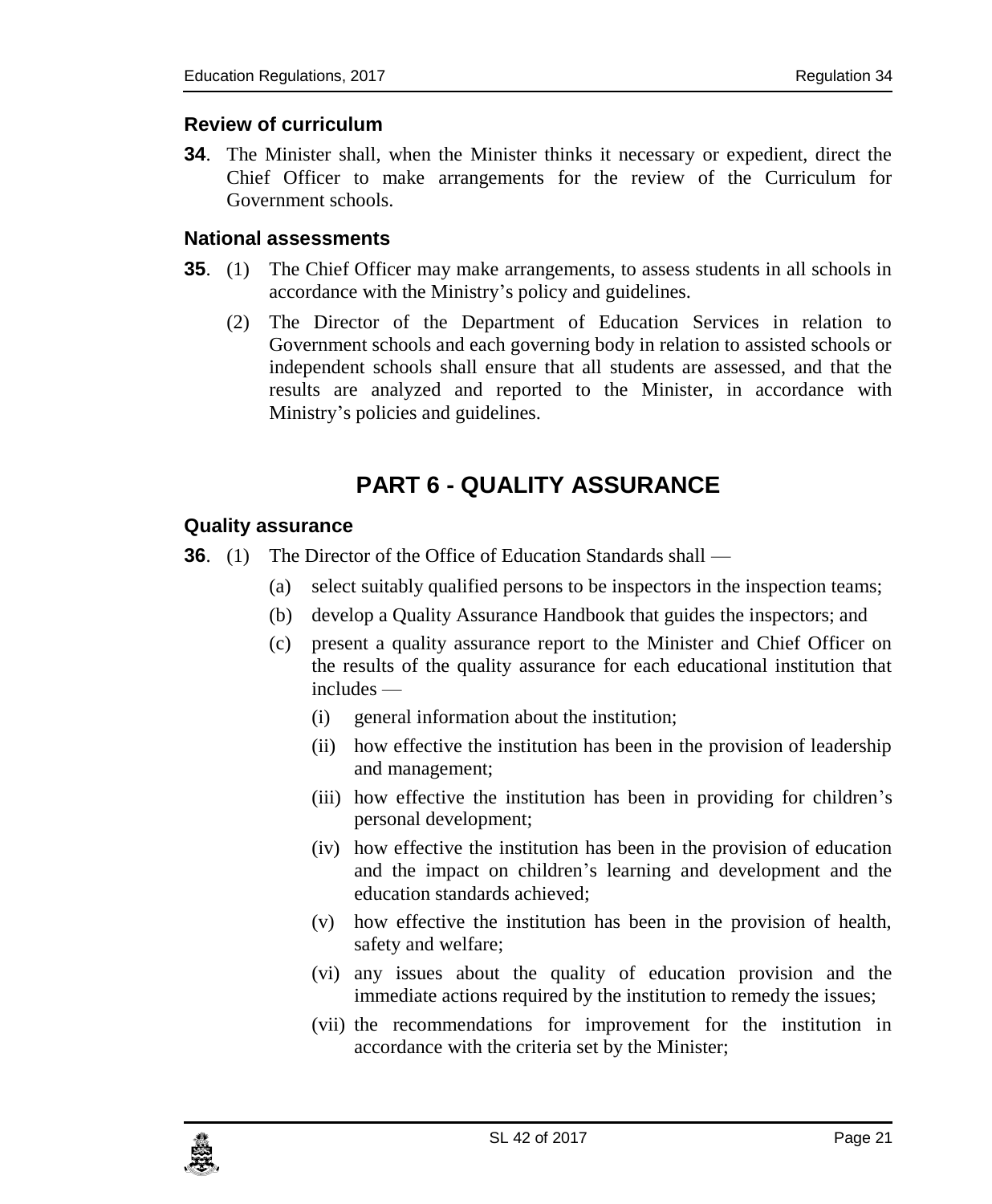### Review of curriculum

**34**. The Minister shall, when the Minister thinks it necessary or expedient, direct the Chief Officer to make arrangements for the review of the Curriculum for Government schools.

### National assessments

**35**. (1) The Chief Officer may make arrangements, to assess students in all schools in accordance with the Ministry's policy and guidelines.

(2) The Director of the Department of Education Services in relation to Government schools and each governing body in relation to assisted schools or independent schools shall ensure that all students are assessed, and that the results are analyzed and reported to the Minister, in accordance with Ministry's policies and guidelines.

## PART 6 - QUALITY ASSURANCE

### Quality assurance

**36**. (1) The Director of the Office of Education Standards shall —

(a) select suitably qualified persons to be inspectors in the inspection teams;

(b) develop a Quality Assurance Handbook that guides the inspectors; and

(c) present a quality assurance report to the Minister and Chief Officer on the results of the quality assurance for each educational institution that includes —

(i) general information about the institution;

(ii) how effective the institution has been in the provision of leadership and management;

(iii) how effective the institution has been in providing for children's personal development;

(iv) how effective the institution has been in the provision of education and the impact on children's learning and development and the education standards achieved;

(v) how effective the institution has been in the provision of health, safety and welfare;

(vi) any issues about the quality of education provision and the immediate actions required by the institution to remedy the issues;

(vii) the recommendations for improvement for the institution in accordance with the criteria set by the Minister;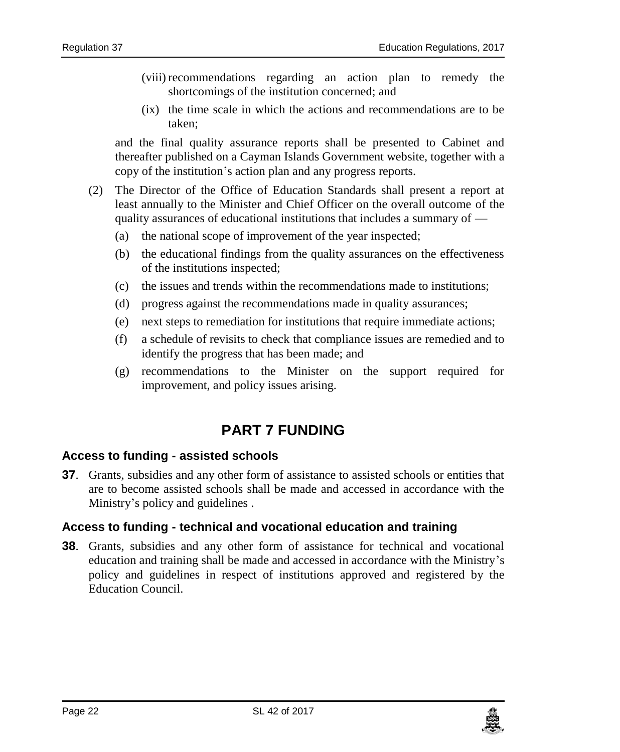(viii) recommendations regarding an action plan to remedy the shortcomings of the institution concerned; and

(ix) the time scale in which the actions and recommendations are to be taken;

and the final quality assurance reports shall be presented to Cabinet and thereafter published on a Cayman Islands Government website, together with a copy of the institution's action plan and any progress reports.

(2) The Director of the Office of Education Standards shall present a report at least annually to the Minister and Chief Officer on the overall outcome of the quality assurances of educational institutions that includes a summary of —

(a) the national scope of improvement of the year inspected;

(b) the educational findings from the quality assurances on the effectiveness of the institutions inspected;

(c) the issues and trends within the recommendations made to institutions;

(d) progress against the recommendations made in quality assurances;

(e) next steps to remediation for institutions that require immediate actions;

(f) a schedule of revisits to check that compliance issues are remedied and to identify the progress that has been made; and

(g) recommendations to the Minister on the support required for improvement, and policy issues arising.

# PART 7 FUNDING

### Access to funding - assisted schools

**37**. Grants, subsidies and any other form of assistance to assisted schools or entities that are to become assisted schools shall be made and accessed in accordance with the Ministry's policy and guidelines .

### Access to funding - technical and vocational education and training

**38**. Grants, subsidies and any other form of assistance for technical and vocational education and training shall be made and accessed in accordance with the Ministry's policy and guidelines in respect of institutions approved and registered by the Education Council.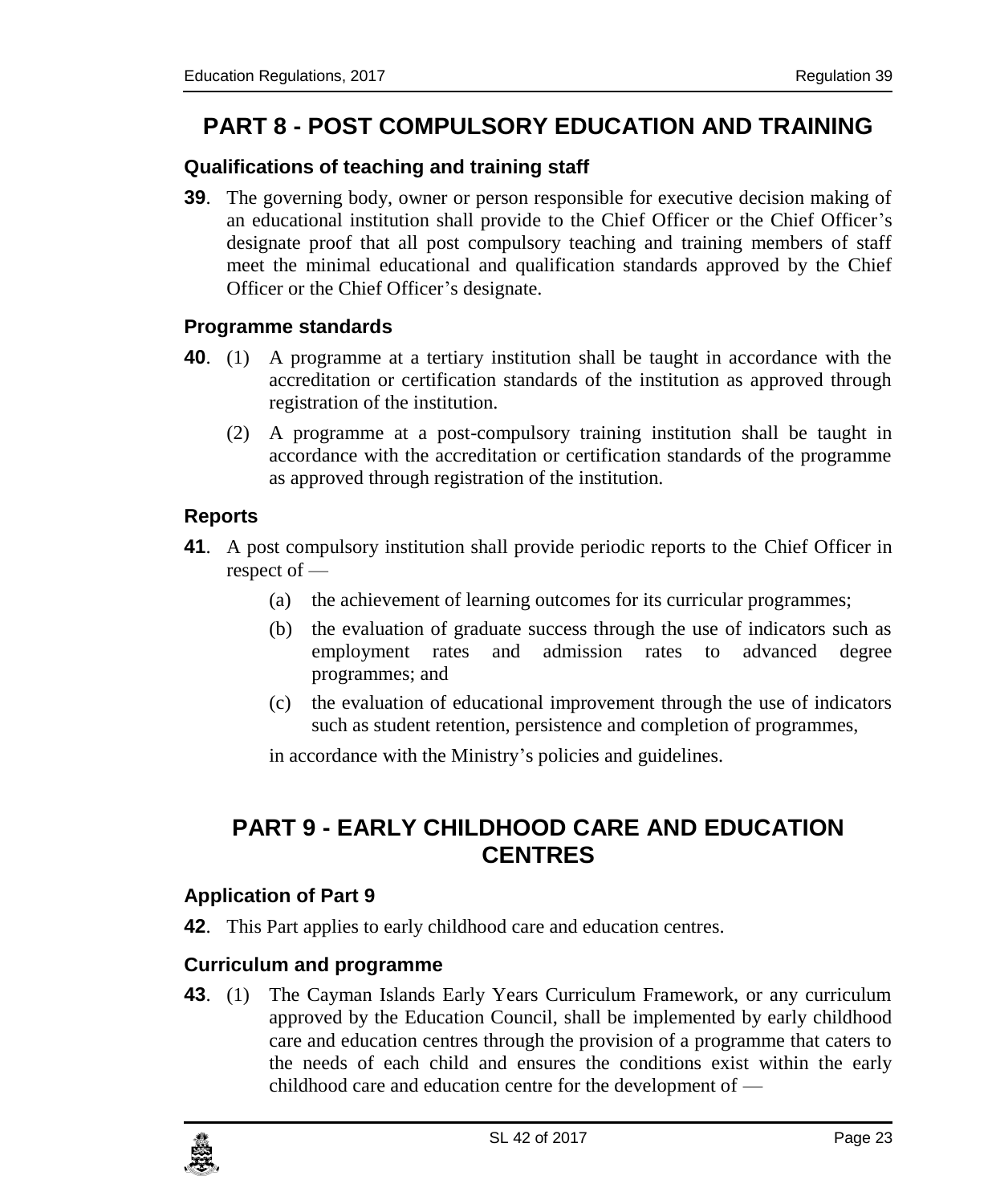# PART 8 - POST COMPULSORY EDUCATION AND TRAINING

### Qualifications of teaching and training staff

**39**. The governing body, owner or person responsible for executive decision making of an educational institution shall provide to the Chief Officer or the Chief Officer's designate proof that all post compulsory teaching and training members of staff meet the minimal educational and qualification standards approved by the Chief Officer or the Chief Officer's designate.

### Programme standards

**40**. (1) A programme at a tertiary institution shall be taught in accordance with the accreditation or certification standards of the institution as approved through registration of the institution.

(2) A programme at a post-compulsory training institution shall be taught in accordance with the accreditation or certification standards of the programme as approved through registration of the institution.

### Reports

**41**. A post compulsory institution shall provide periodic reports to the Chief Officer in respect of —

(a) the achievement of learning outcomes for its curricular programmes;

(b) the evaluation of graduate success through the use of indicators such as employment rates and admission rates to advanced degree programmes; and

(c) the evaluation of educational improvement through the use of indicators such as student retention, persistence and completion of programmes,

in accordance with the Ministry's policies and guidelines.

# PART 9 - EARLY CHILDHOOD CARE AND EDUCATION CENTRES

### Application of Part 9

**42**. This Part applies to early childhood care and education centres.

### Curriculum and programme

**43**. (1) The Cayman Islands Early Years Curriculum Framework, or any curriculum approved by the Education Council, shall be implemented by early childhood care and education centres through the provision of a programme that caters to the needs of each child and ensures the conditions exist within the early childhood care and education centre for the development of —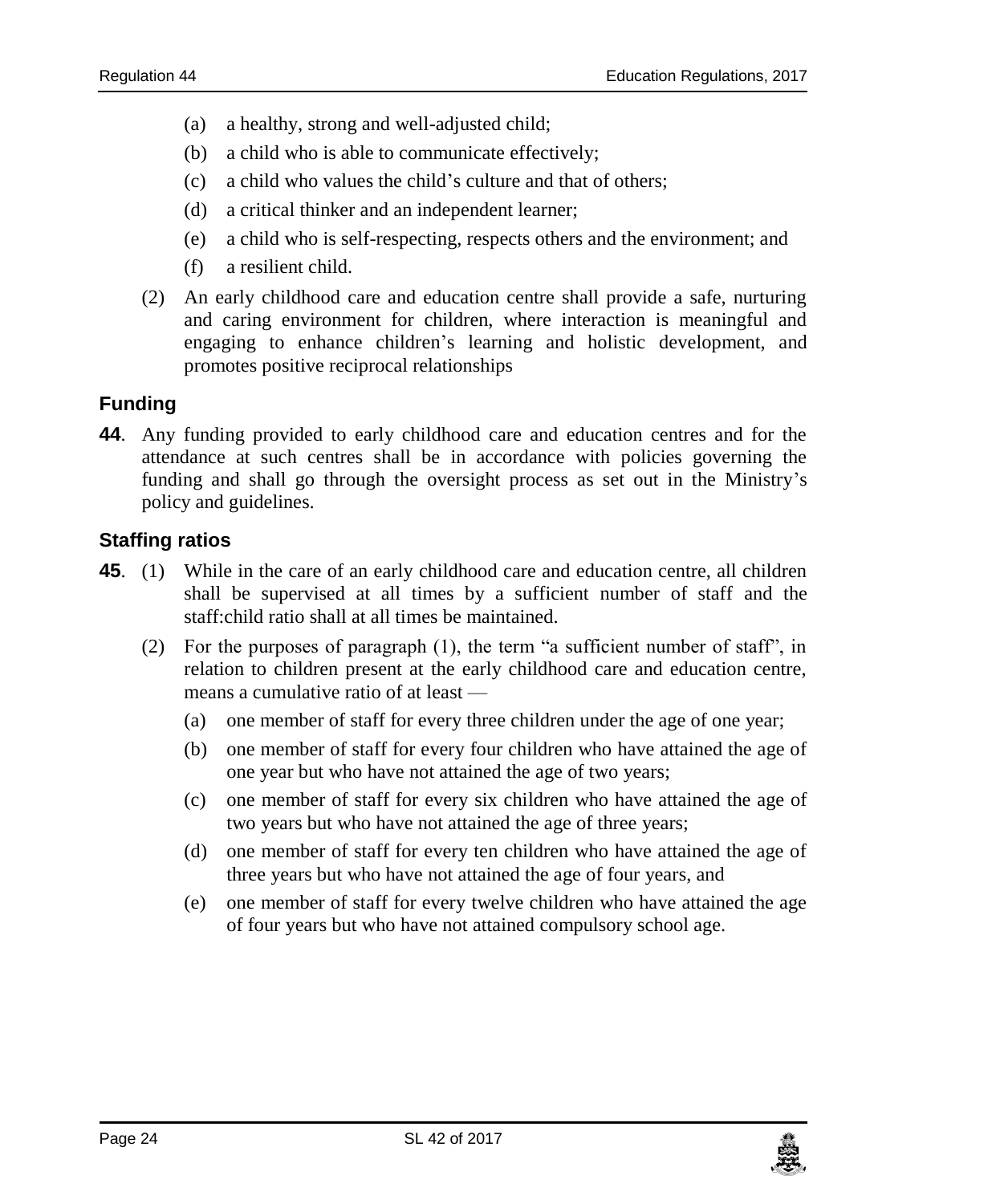- (a) a healthy, strong and well-adjusted child;
- (b) a child who is able to communicate effectively;
- (c) a child who values the child's culture and that of others;
- (d) a critical thinker and an independent learner;
- (e) a child who is self-respecting, respects others and the environment; and
- (f) a resilient child.

(2) An early childhood care and education centre shall provide a safe, nurturing and caring environment for children, where interaction is meaningful and engaging to enhance children's learning and holistic development, and promotes positive reciprocal relationships

## Funding

**44**. Any funding provided to early childhood care and education centres and for the attendance at such centres shall be in accordance with policies governing the funding and shall go through the oversight process as set out in the Ministry's policy and guidelines.

## Staffing ratios

**45**. (1) While in the care of an early childhood care and education centre, all children shall be supervised at all times by a sufficient number of staff and the staff:child ratio shall at all times be maintained.

(2) For the purposes of paragraph (1), the term "a sufficient number of staff", in relation to children present at the early childhood care and education centre, means a cumulative ratio of at least —

- (a) one member of staff for every three children under the age of one year;
- (b) one member of staff for every four children who have attained the age of one year but who have not attained the age of two years;
- (c) one member of staff for every six children who have attained the age of two years but who have not attained the age of three years;
- (d) one member of staff for every ten children who have attained the age of three years but who have not attained the age of four years, and
- (e) one member of staff for every twelve children who have attained the age of four years but who have not attained compulsory school age.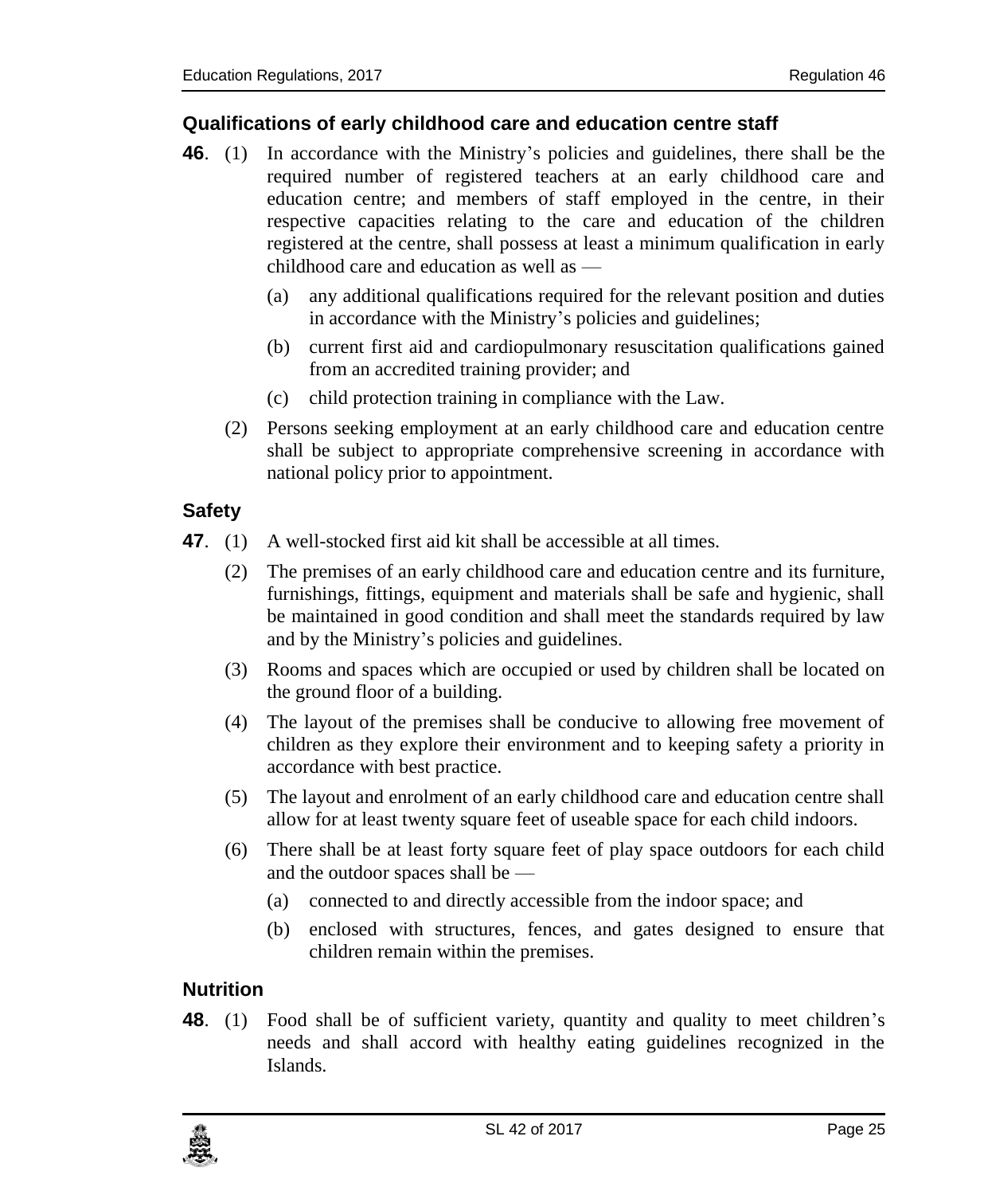### Qualifications of early childhood care and education centre staff

**46**. (1) In accordance with the Ministry's policies and guidelines, there shall be the required number of registered teachers at an early childhood care and education centre; and members of staff employed in the centre, in their respective capacities relating to the care and education of the children registered at the centre, shall possess at least a minimum qualification in early childhood care and education as well as —

(a) any additional qualifications required for the relevant position and duties in accordance with the Ministry's policies and guidelines;

(b) current first aid and cardiopulmonary resuscitation qualifications gained from an accredited training provider; and

(c) child protection training in compliance with the Law.

(2) Persons seeking employment at an early childhood care and education centre shall be subject to appropriate comprehensive screening in accordance with national policy prior to appointment.

### Safety

**47**. (1) A well-stocked first aid kit shall be accessible at all times.

(2) The premises of an early childhood care and education centre and its furniture, furnishings, fittings, equipment and materials shall be safe and hygienic, shall be maintained in good condition and shall meet the standards required by law and by the Ministry's policies and guidelines.

(3) Rooms and spaces which are occupied or used by children shall be located on the ground floor of a building.

(4) The layout of the premises shall be conducive to allowing free movement of children as they explore their environment and to keeping safety a priority in accordance with best practice.

(5) The layout and enrolment of an early childhood care and education centre shall allow for at least twenty square feet of useable space for each child indoors.

(6) There shall be at least forty square feet of play space outdoors for each child and the outdoor spaces shall be —

(a) connected to and directly accessible from the indoor space; and

(b) enclosed with structures, fences, and gates designed to ensure that children remain within the premises.

### Nutrition

**48**. (1) Food shall be of sufficient variety, quantity and quality to meet children's needs and shall accord with healthy eating guidelines recognized in the Islands.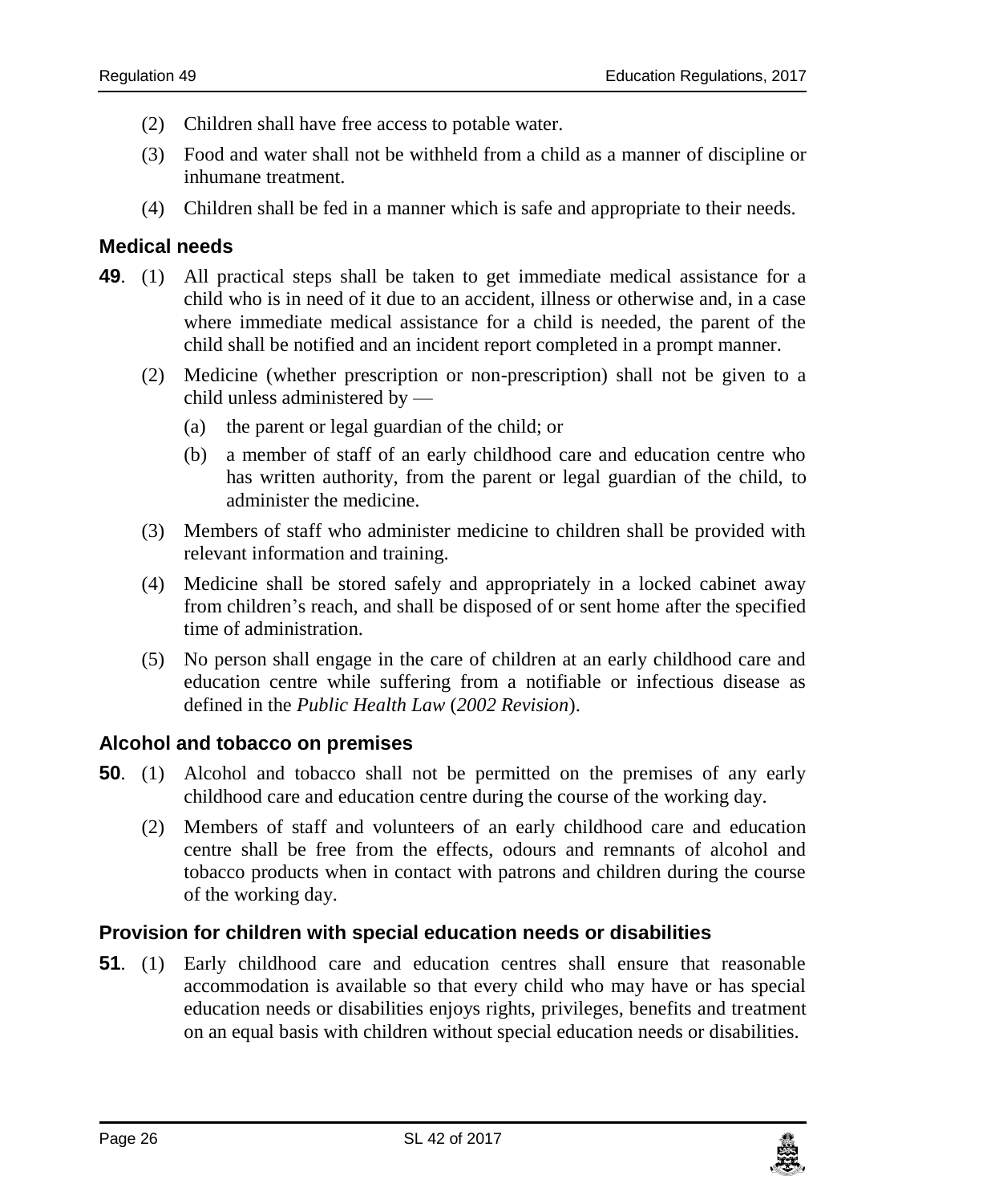(2) Children shall have free access to potable water.

(3) Food and water shall not be withheld from a child as a manner of discipline or inhumane treatment.

(4) Children shall be fed in a manner which is safe and appropriate to their needs.

### Medical needs

**49**. (1) All practical steps shall be taken to get immediate medical assistance for a child who is in need of it due to an accident, illness or otherwise and, in a case where immediate medical assistance for a child is needed, the parent of the child shall be notified and an incident report completed in a prompt manner.

(2) Medicine (whether prescription or non-prescription) shall not be given to a child unless administered by —

(a) the parent or legal guardian of the child; or

(b) a member of staff of an early childhood care and education centre who has written authority, from the parent or legal guardian of the child, to administer the medicine.

(3) Members of staff who administer medicine to children shall be provided with relevant information and training.

(4) Medicine shall be stored safely and appropriately in a locked cabinet away from children's reach, and shall be disposed of or sent home after the specified time of administration.

(5) No person shall engage in the care of children at an early childhood care and education centre while suffering from a notifiable or infectious disease as defined in the *Public Health Law* (*2002 Revision*).

### Alcohol and tobacco on premises

**50**. (1) Alcohol and tobacco shall not be permitted on the premises of any early childhood care and education centre during the course of the working day.

(2) Members of staff and volunteers of an early childhood care and education centre shall be free from the effects, odours and remnants of alcohol and tobacco products when in contact with patrons and children during the course of the working day.

### Provision for children with special education needs or disabilities

**51**. (1) Early childhood care and education centres shall ensure that reasonable accommodation is available so that every child who may have or has special education needs or disabilities enjoys rights, privileges, benefits and treatment on an equal basis with children without special education needs or disabilities.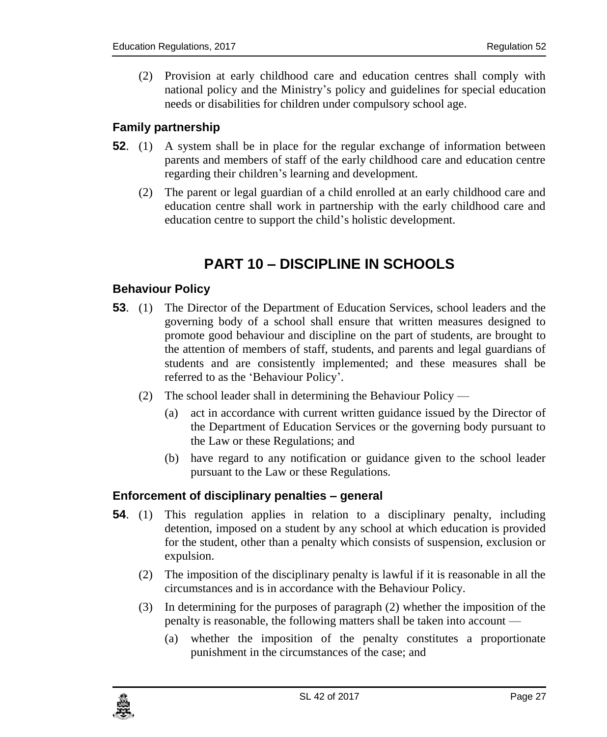(2) Provision at early childhood care and education centres shall comply with national policy and the Ministry's policy and guidelines for special education needs or disabilities for children under compulsory school age.

### Family partnership

**52**. (1) A system shall be in place for the regular exchange of information between parents and members of staff of the early childhood care and education centre regarding their children's learning and development.

(2) The parent or legal guardian of a child enrolled at an early childhood care and education centre shall work in partnership with the early childhood care and education centre to support the child's holistic development.

## PART 10 – DISCIPLINE IN SCHOOLS

### Behaviour Policy

**53**. (1) The Director of the Department of Education Services, school leaders and the governing body of a school shall ensure that written measures designed to promote good behaviour and discipline on the part of students, are brought to the attention of members of staff, students, and parents and legal guardians of students and are consistently implemented; and these measures shall be referred to as the 'Behaviour Policy'.

(2) The school leader shall in determining the Behaviour Policy —

(a) act in accordance with current written guidance issued by the Director of the Department of Education Services or the governing body pursuant to the Law or these Regulations; and

(b) have regard to any notification or guidance given to the school leader pursuant to the Law or these Regulations.

### Enforcement of disciplinary penalties – general

**54**. (1) This regulation applies in relation to a disciplinary penalty, including detention, imposed on a student by any school at which education is provided for the student, other than a penalty which consists of suspension, exclusion or expulsion.

(2) The imposition of the disciplinary penalty is lawful if it is reasonable in all the circumstances and is in accordance with the Behaviour Policy.

(3) In determining for the purposes of paragraph (2) whether the imposition of the penalty is reasonable, the following matters shall be taken into account —

(a) whether the imposition of the penalty constitutes a proportionate punishment in the circumstances of the case; and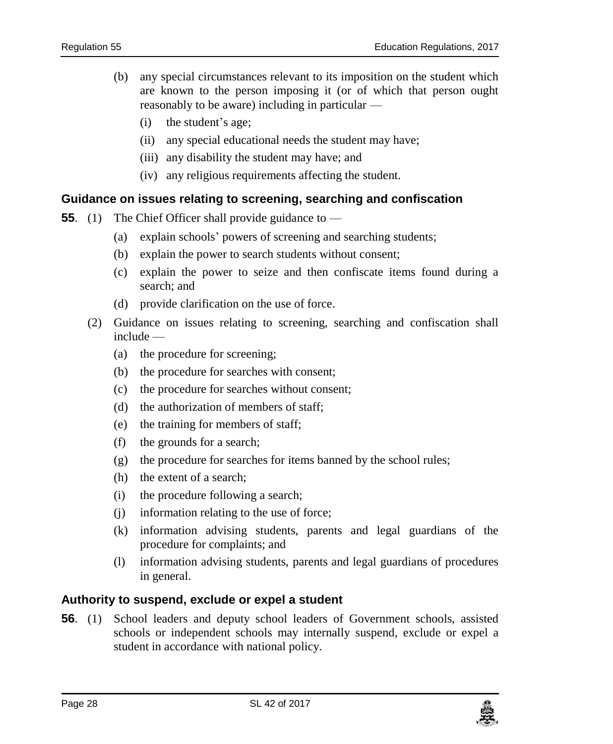(b) any special circumstances relevant to its imposition on the student which are known to the person imposing it (or of which that person ought reasonably to be aware) including in particular —

(i) the student's age;

(ii) any special educational needs the student may have;

(iii) any disability the student may have; and

(iv) any religious requirements affecting the student.

### Guidance on issues relating to screening, searching and confiscation

**55**. (1) The Chief Officer shall provide guidance to —

(a) explain schools' powers of screening and searching students;

(b) explain the power to search students without consent;

(c) explain the power to seize and then confiscate items found during a search; and

(d) provide clarification on the use of force.

(2) Guidance on issues relating to screening, searching and confiscation shall include —

(a) the procedure for screening;

(b) the procedure for searches with consent;

(c) the procedure for searches without consent;

(d) the authorization of members of staff;

(e) the training for members of staff;

(f) the grounds for a search;

(g) the procedure for searches for items banned by the school rules;

(h) the extent of a search;

(i) the procedure following a search;

(j) information relating to the use of force;

(k) information advising students, parents and legal guardians of the procedure for complaints; and

(l) information advising students, parents and legal guardians of procedures in general.

### Authority to suspend, exclude or expel a student

**56**. (1) School leaders and deputy school leaders of Government schools, assisted schools or independent schools may internally suspend, exclude or expel a student in accordance with national policy.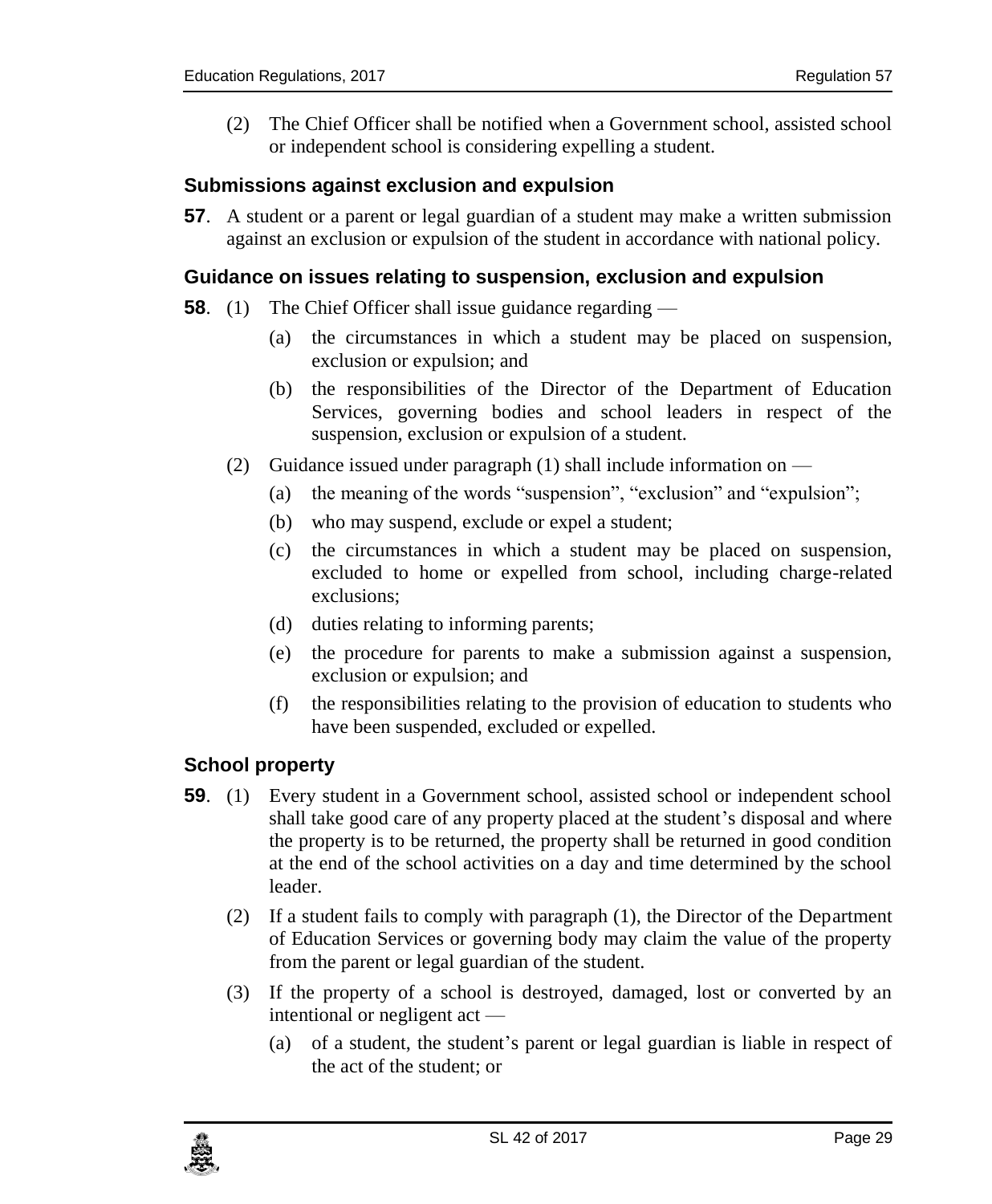(2) The Chief Officer shall be notified when a Government school, assisted school or independent school is considering expelling a student.

### Submissions against exclusion and expulsion

**57**. A student or a parent or legal guardian of a student may make a written submission against an exclusion or expulsion of the student in accordance with national policy.

### Guidance on issues relating to suspension, exclusion and expulsion

**58**. (1) The Chief Officer shall issue guidance regarding —

(a) the circumstances in which a student may be placed on suspension, exclusion or expulsion; and

(b) the responsibilities of the Director of the Department of Education Services, governing bodies and school leaders in respect of the suspension, exclusion or expulsion of a student.

(2) Guidance issued under paragraph (1) shall include information on —

(a) the meaning of the words "suspension", "exclusion" and "expulsion";

(b) who may suspend, exclude or expel a student;

(c) the circumstances in which a student may be placed on suspension, excluded to home or expelled from school, including charge-related exclusions;

(d) duties relating to informing parents;

(e) the procedure for parents to make a submission against a suspension, exclusion or expulsion; and

(f) the responsibilities relating to the provision of education to students who have been suspended, excluded or expelled.

### School property

**59**. (1) Every student in a Government school, assisted school or independent school shall take good care of any property placed at the student's disposal and where the property is to be returned, the property shall be returned in good condition at the end of the school activities on a day and time determined by the school leader.

(2) If a student fails to comply with paragraph (1), the Director of the Department of Education Services or governing body may claim the value of the property from the parent or legal guardian of the student.

(3) If the property of a school is destroyed, damaged, lost or converted by an intentional or negligent act —

(a) of a student, the student's parent or legal guardian is liable in respect of the act of the student; or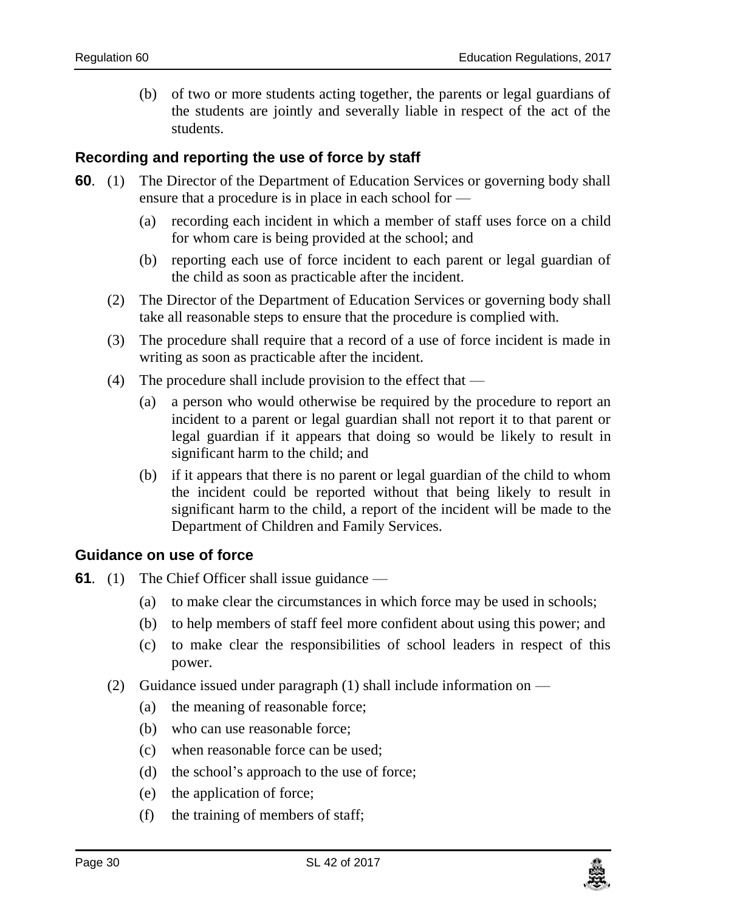(b) of two or more students acting together, the parents or legal guardians of the students are jointly and severally liable in respect of the act of the students.

### Recording and reporting the use of force by staff

**60**. (1) The Director of the Department of Education Services or governing body shall ensure that a procedure is in place in each school for —

(a) recording each incident in which a member of staff uses force on a child for whom care is being provided at the school; and

(b) reporting each use of force incident to each parent or legal guardian of the child as soon as practicable after the incident.

(2) The Director of the Department of Education Services or governing body shall take all reasonable steps to ensure that the procedure is complied with.

(3) The procedure shall require that a record of a use of force incident is made in writing as soon as practicable after the incident.

(4) The procedure shall include provision to the effect that —

(a) a person who would otherwise be required by the procedure to report an incident to a parent or legal guardian shall not report it to that parent or legal guardian if it appears that doing so would be likely to result in significant harm to the child; and

(b) if it appears that there is no parent or legal guardian of the child to whom the incident could be reported without that being likely to result in significant harm to the child, a report of the incident will be made to the Department of Children and Family Services.

### Guidance on use of force

**61**. (1) The Chief Officer shall issue guidance —

(a) to make clear the circumstances in which force may be used in schools;

(b) to help members of staff feel more confident about using this power; and

(c) to make clear the responsibilities of school leaders in respect of this power.

(2) Guidance issued under paragraph (1) shall include information on —

(a) the meaning of reasonable force;

(b) who can use reasonable force;

(c) when reasonable force can be used;

(d) the school's approach to the use of force;

(e) the application of force;

(f) the training of members of staff;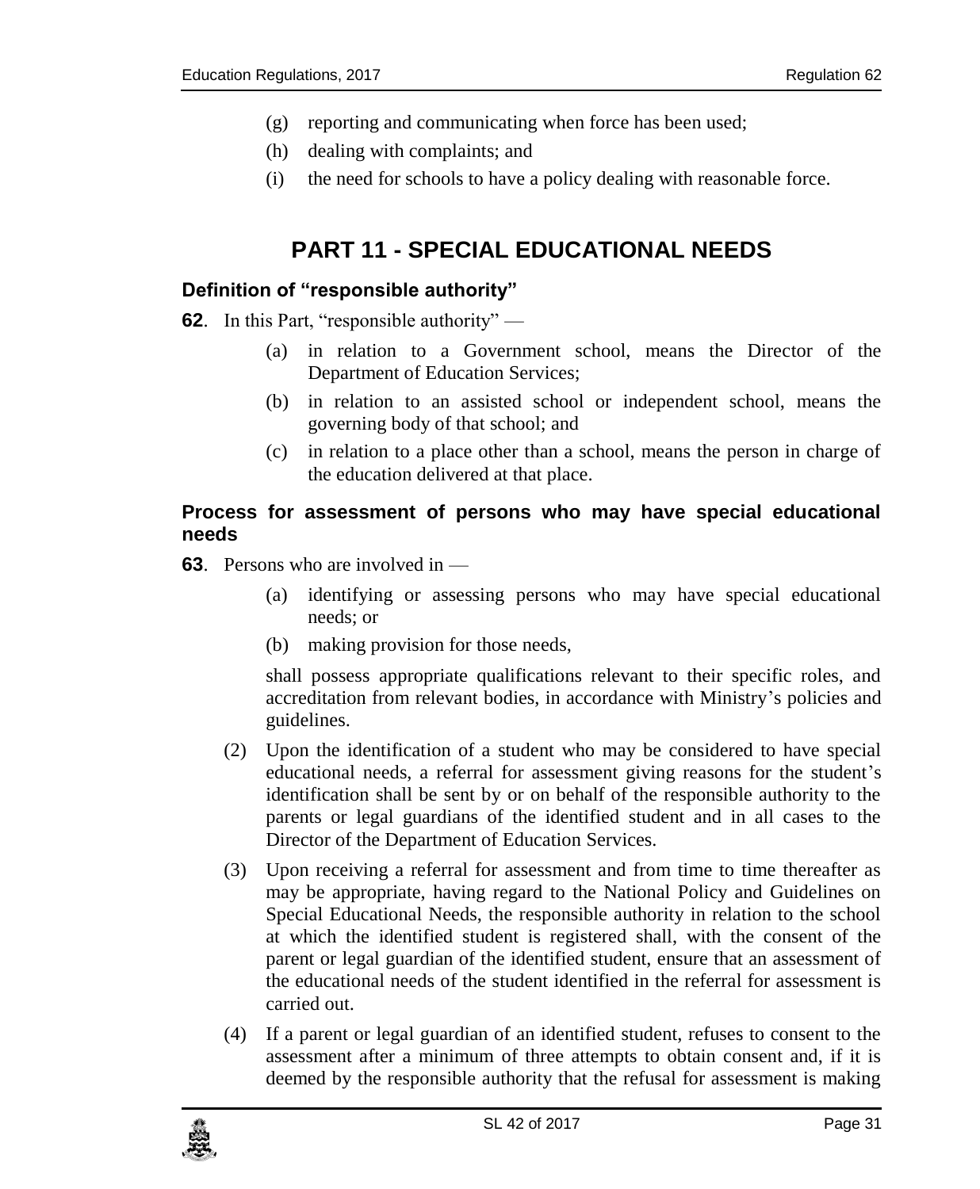(g) reporting and communicating when force has been used;

(h) dealing with complaints; and

(i) the need for schools to have a policy dealing with reasonable force.

## PART 11 - SPECIAL EDUCATIONAL NEEDS

### Definition of "responsible authority"

**62**. In this Part, "responsible authority" —

(a) in relation to a Government school, means the Director of the Department of Education Services;

(b) in relation to an assisted school or independent school, means the governing body of that school; and

(c) in relation to a place other than a school, means the person in charge of the education delivered at that place.

### Process for assessment of persons who may have special educational needs

**63**. Persons who are involved in —

(a) identifying or assessing persons who may have special educational needs; or

(b) making provision for those needs,

shall possess appropriate qualifications relevant to their specific roles, and accreditation from relevant bodies, in accordance with Ministry's policies and guidelines.

(2) Upon the identification of a student who may be considered to have special educational needs, a referral for assessment giving reasons for the student's identification shall be sent by or on behalf of the responsible authority to the parents or legal guardians of the identified student and in all cases to the Director of the Department of Education Services.

(3) Upon receiving a referral for assessment and from time to time thereafter as may be appropriate, having regard to the National Policy and Guidelines on Special Educational Needs, the responsible authority in relation to the school at which the identified student is registered shall, with the consent of the parent or legal guardian of the identified student, ensure that an assessment of the educational needs of the student identified in the referral for assessment is carried out.

(4) If a parent or legal guardian of an identified student, refuses to consent to the assessment after a minimum of three attempts to obtain consent and, if it is deemed by the responsible authority that the refusal for assessment is making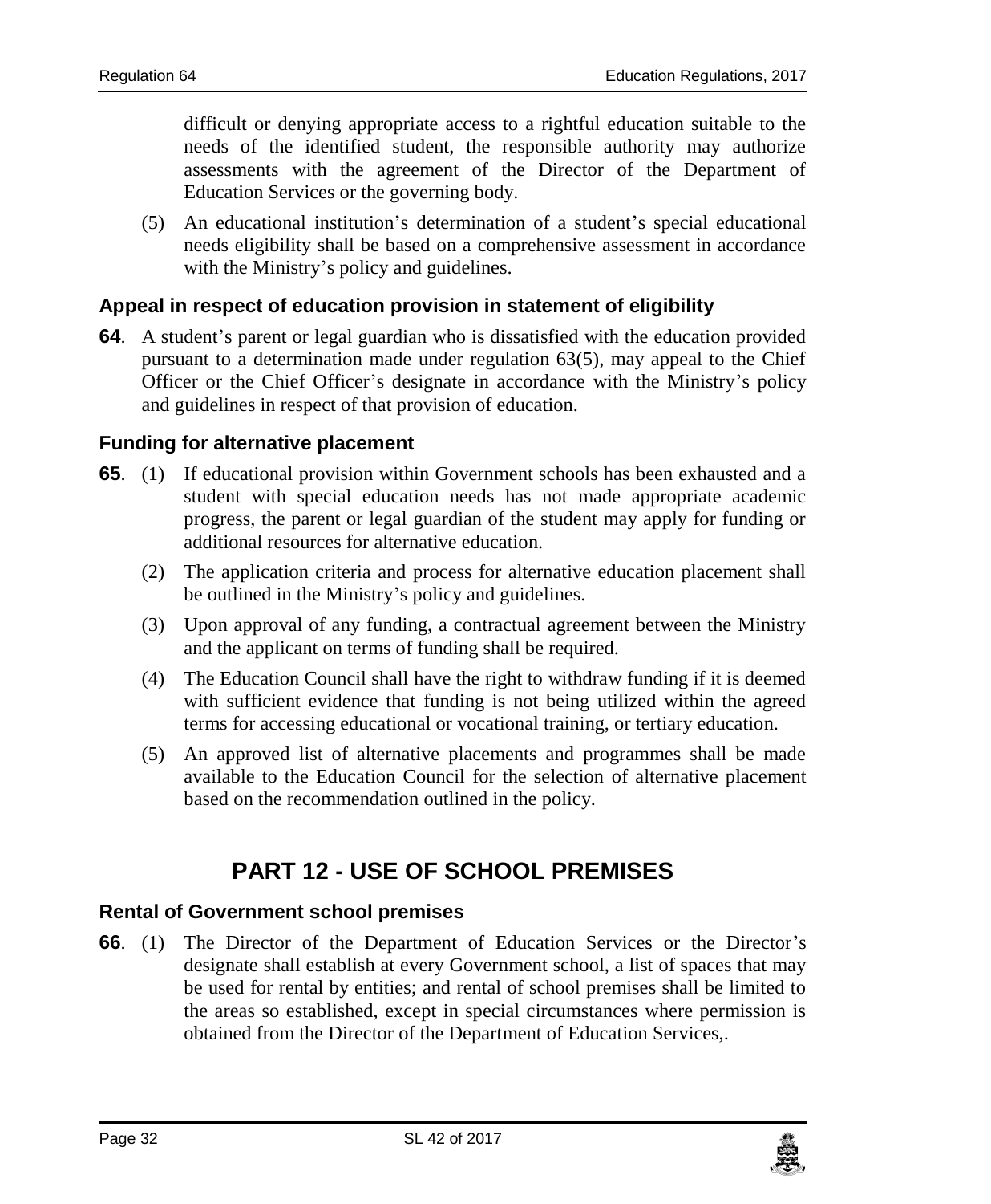difficult or denying appropriate access to a rightful education suitable to the needs of the identified student, the responsible authority may authorize assessments with the agreement of the Director of the Department of Education Services or the governing body.

(5) An educational institution's determination of a student's special educational needs eligibility shall be based on a comprehensive assessment in accordance with the Ministry's policy and guidelines.

### Appeal in respect of education provision in statement of eligibility

**64**. A student's parent or legal guardian who is dissatisfied with the education provided pursuant to a determination made under regulation 63(5), may appeal to the Chief Officer or the Chief Officer's designate in accordance with the Ministry's policy and guidelines in respect of that provision of education.

### Funding for alternative placement

**65**. (1) If educational provision within Government schools has been exhausted and a student with special education needs has not made appropriate academic progress, the parent or legal guardian of the student may apply for funding or additional resources for alternative education.

(2) The application criteria and process for alternative education placement shall be outlined in the Ministry's policy and guidelines.

(3) Upon approval of any funding, a contractual agreement between the Ministry and the applicant on terms of funding shall be required.

(4) The Education Council shall have the right to withdraw funding if it is deemed with sufficient evidence that funding is not being utilized within the agreed terms for accessing educational or vocational training, or tertiary education.

(5) An approved list of alternative placements and programmes shall be made available to the Education Council for the selection of alternative placement based on the recommendation outlined in the policy.

## PART 12 - USE OF SCHOOL PREMISES

### Rental of Government school premises

**66**. (1) The Director of the Department of Education Services or the Director's designate shall establish at every Government school, a list of spaces that may be used for rental by entities; and rental of school premises shall be limited to the areas so established, except in special circumstances where permission is obtained from the Director of the Department of Education Services,.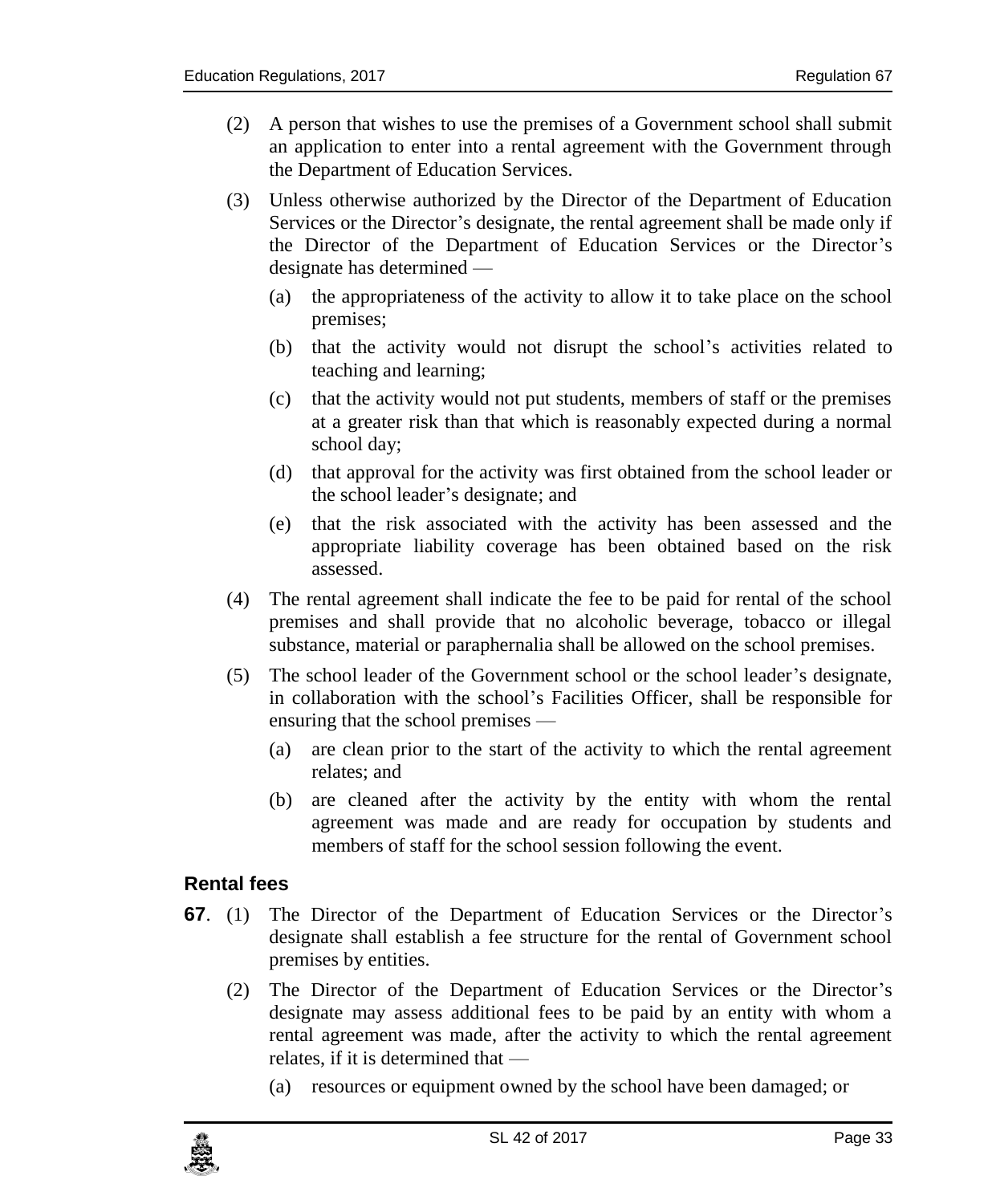(2) A person that wishes to use the premises of a Government school shall submit an application to enter into a rental agreement with the Government through the Department of Education Services.

(3) Unless otherwise authorized by the Director of the Department of Education Services or the Director's designate, the rental agreement shall be made only if the Director of the Department of Education Services or the Director's designate has determined —

(a) the appropriateness of the activity to allow it to take place on the school premises;

(b) that the activity would not disrupt the school's activities related to teaching and learning;

(c) that the activity would not put students, members of staff or the premises at a greater risk than that which is reasonably expected during a normal school day;

(d) that approval for the activity was first obtained from the school leader or the school leader's designate; and

(e) that the risk associated with the activity has been assessed and the appropriate liability coverage has been obtained based on the risk assessed.

(4) The rental agreement shall indicate the fee to be paid for rental of the school premises and shall provide that no alcoholic beverage, tobacco or illegal substance, material or paraphernalia shall be allowed on the school premises.

(5) The school leader of the Government school or the school leader's designate, in collaboration with the school's Facilities Officer, shall be responsible for ensuring that the school premises —

(a) are clean prior to the start of the activity to which the rental agreement relates; and

(b) are cleaned after the activity by the entity with whom the rental agreement was made and are ready for occupation by students and members of staff for the school session following the event.

### Rental fees

**67**. (1) The Director of the Department of Education Services or the Director's designate shall establish a fee structure for the rental of Government school premises by entities.

(2) The Director of the Department of Education Services or the Director's designate may assess additional fees to be paid by an entity with whom a rental agreement was made, after the activity to which the rental agreement relates, if it is determined that —

(a) resources or equipment owned by the school have been damaged; or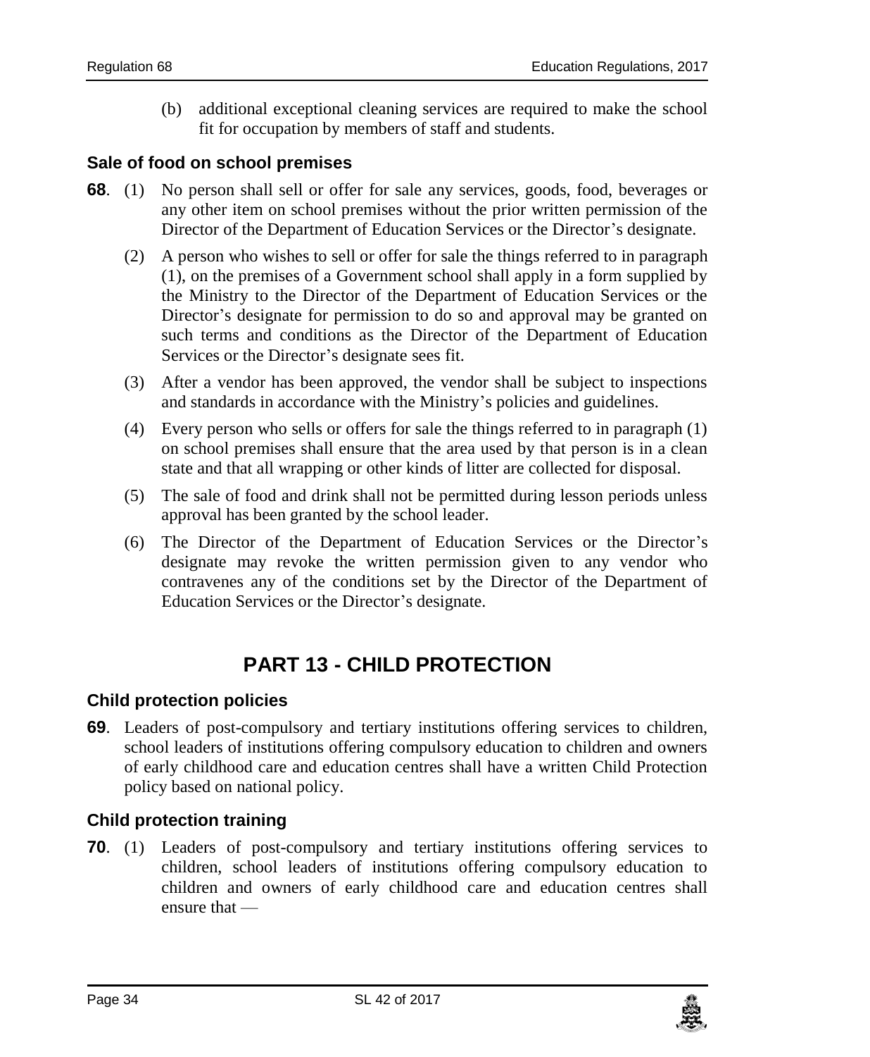(b) additional exceptional cleaning services are required to make the school fit for occupation by members of staff and students.

### Sale of food on school premises

**68**. (1) No person shall sell or offer for sale any services, goods, food, beverages or any other item on school premises without the prior written permission of the Director of the Department of Education Services or the Director's designate.

(2) A person who wishes to sell or offer for sale the things referred to in paragraph (1), on the premises of a Government school shall apply in a form supplied by the Ministry to the Director of the Department of Education Services or the Director's designate for permission to do so and approval may be granted on such terms and conditions as the Director of the Department of Education Services or the Director's designate sees fit.

(3) After a vendor has been approved, the vendor shall be subject to inspections and standards in accordance with the Ministry's policies and guidelines.

(4) Every person who sells or offers for sale the things referred to in paragraph (1) on school premises shall ensure that the area used by that person is in a clean state and that all wrapping or other kinds of litter are collected for disposal.

(5) The sale of food and drink shall not be permitted during lesson periods unless approval has been granted by the school leader.

(6) The Director of the Department of Education Services or the Director's designate may revoke the written permission given to any vendor who contravenes any of the conditions set by the Director of the Department of Education Services or the Director's designate.

## PART 13 - CHILD PROTECTION

### Child protection policies

**69**. Leaders of post-compulsory and tertiary institutions offering services to children, school leaders of institutions offering compulsory education to children and owners of early childhood care and education centres shall have a written Child Protection policy based on national policy.

### Child protection training

**70**. (1) Leaders of post-compulsory and tertiary institutions offering services to children, school leaders of institutions offering compulsory education to children and owners of early childhood care and education centres shall ensure that —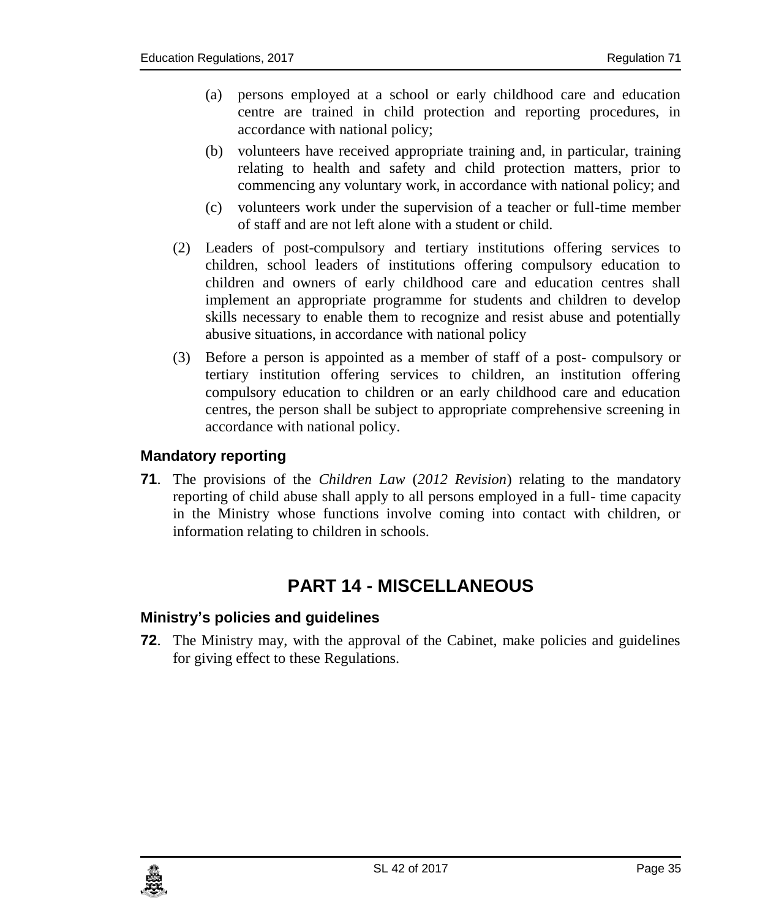(a) persons employed at a school or early childhood care and education centre are trained in child protection and reporting procedures, in accordance with national policy;

(b) volunteers have received appropriate training and, in particular, training relating to health and safety and child protection matters, prior to commencing any voluntary work, in accordance with national policy; and

(c) volunteers work under the supervision of a teacher or full-time member of staff and are not left alone with a student or child.

(2) Leaders of post-compulsory and tertiary institutions offering services to children, school leaders of institutions offering compulsory education to children and owners of early childhood care and education centres shall implement an appropriate programme for students and children to develop skills necessary to enable them to recognize and resist abuse and potentially abusive situations, in accordance with national policy

(3) Before a person is appointed as a member of staff of a post- compulsory or tertiary institution offering services to children, an institution offering compulsory education to children or an early childhood care and education centres, the person shall be subject to appropriate comprehensive screening in accordance with national policy.

### Mandatory reporting

**71**. The provisions of the *Children Law* (*2012 Revision*) relating to the mandatory reporting of child abuse shall apply to all persons employed in a full- time capacity in the Ministry whose functions involve coming into contact with children, or information relating to children in schools.

## PART 14 - MISCELLANEOUS

### Ministry's policies and guidelines

**72**. The Ministry may, with the approval of the Cabinet, make policies and guidelines for giving effect to these Regulations.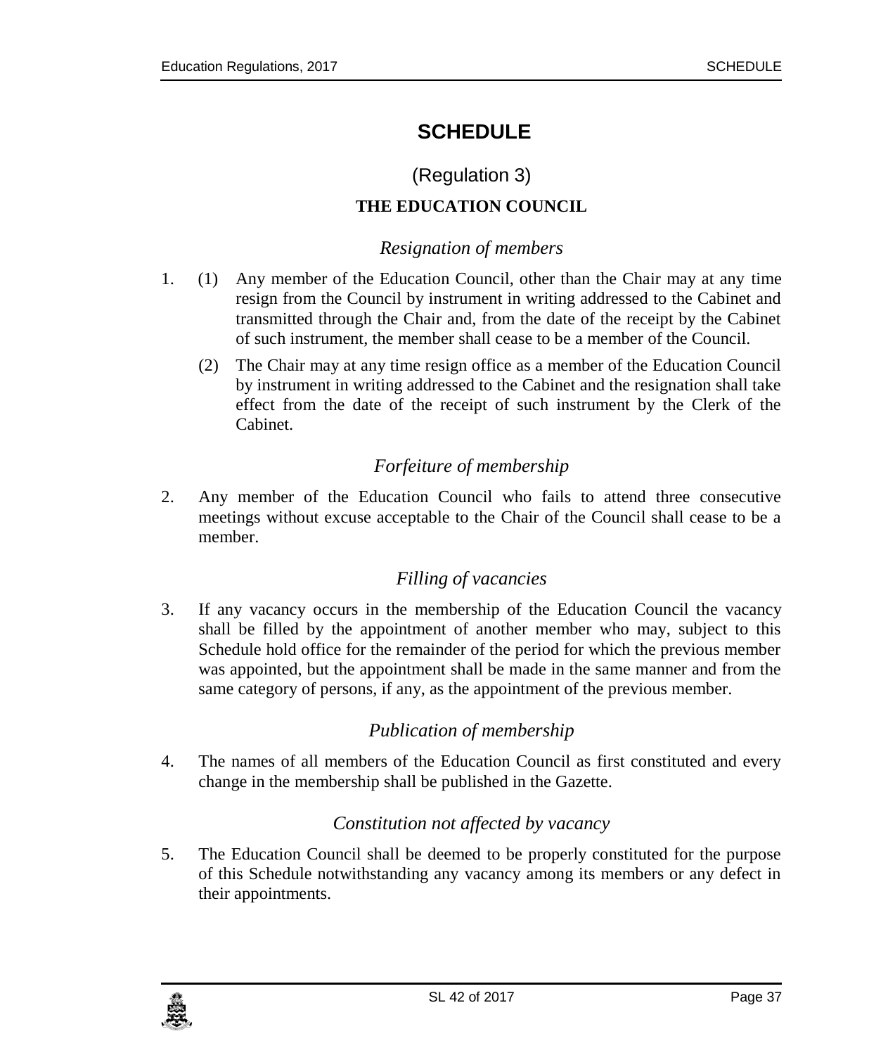# SCHEDULE

(Regulation 3)

**THE EDUCATION COUNCIL**

*Resignation of members*

1. (1) Any member of the Education Council, other than the Chair may at any time resign from the Council by instrument in writing addressed to the Cabinet and transmitted through the Chair and, from the date of the receipt by the Cabinet of such instrument, the member shall cease to be a member of the Council.

   (2) The Chair may at any time resign office as a member of the Education Council by instrument in writing addressed to the Cabinet and the resignation shall take effect from the date of the receipt of such instrument by the Clerk of the Cabinet.

*Forfeiture of membership*

2. Any member of the Education Council who fails to attend three consecutive meetings without excuse acceptable to the Chair of the Council shall cease to be a member.

*Filling of vacancies*

3. If any vacancy occurs in the membership of the Education Council the vacancy shall be filled by the appointment of another member who may, subject to this Schedule hold office for the remainder of the period for which the previous member was appointed, but the appointment shall be made in the same manner and from the same category of persons, if any, as the appointment of the previous member.

*Publication of membership*

4. The names of all members of the Education Council as first constituted and every change in the membership shall be published in the Gazette.

*Constitution not affected by vacancy*

5. The Education Council shall be deemed to be properly constituted for the purpose of this Schedule notwithstanding any vacancy among its members or any defect in their appointments.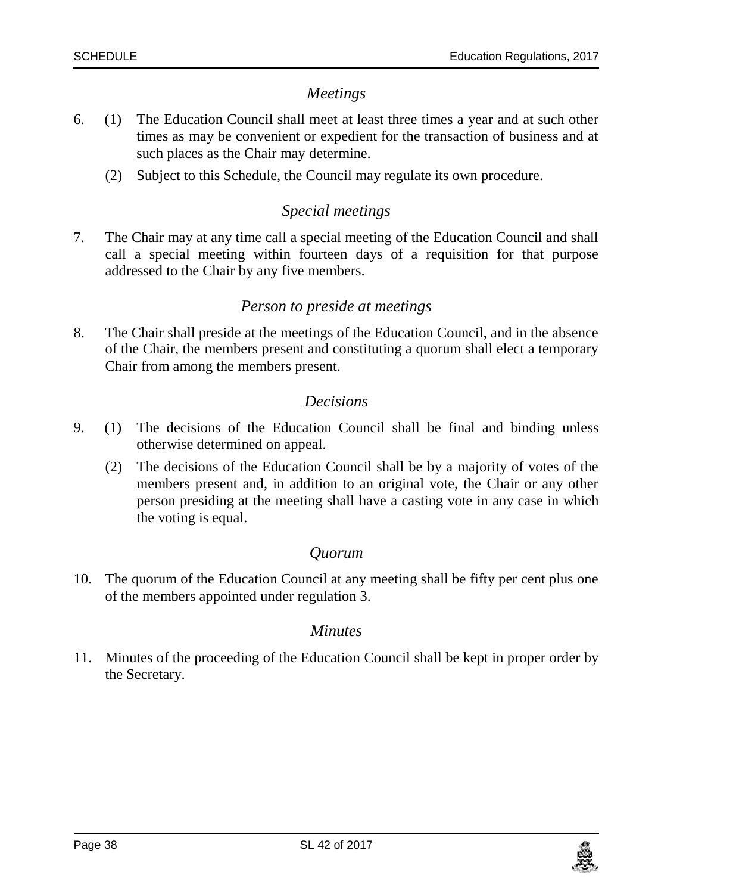### *Meetings*

6. (1) The Education Council shall meet at least three times a year and at such other times as may be convenient or expedient for the transaction of business and at such places as the Chair may determine.

   (2) Subject to this Schedule, the Council may regulate its own procedure.

### *Special meetings*

7. The Chair may at any time call a special meeting of the Education Council and shall call a special meeting within fourteen days of a requisition for that purpose addressed to the Chair by any five members.

### *Person to preside at meetings*

8. The Chair shall preside at the meetings of the Education Council, and in the absence of the Chair, the members present and constituting a quorum shall elect a temporary Chair from among the members present.

### *Decisions*

9. (1) The decisions of the Education Council shall be final and binding unless otherwise determined on appeal.

   (2) The decisions of the Education Council shall be by a majority of votes of the members present and, in addition to an original vote, the Chair or any other person presiding at the meeting shall have a casting vote in any case in which the voting is equal.

### *Quorum*

10. The quorum of the Education Council at any meeting shall be fifty per cent plus one of the members appointed under regulation 3.

### *Minutes*

11. Minutes of the proceeding of the Education Council shall be kept in proper order by the Secretary.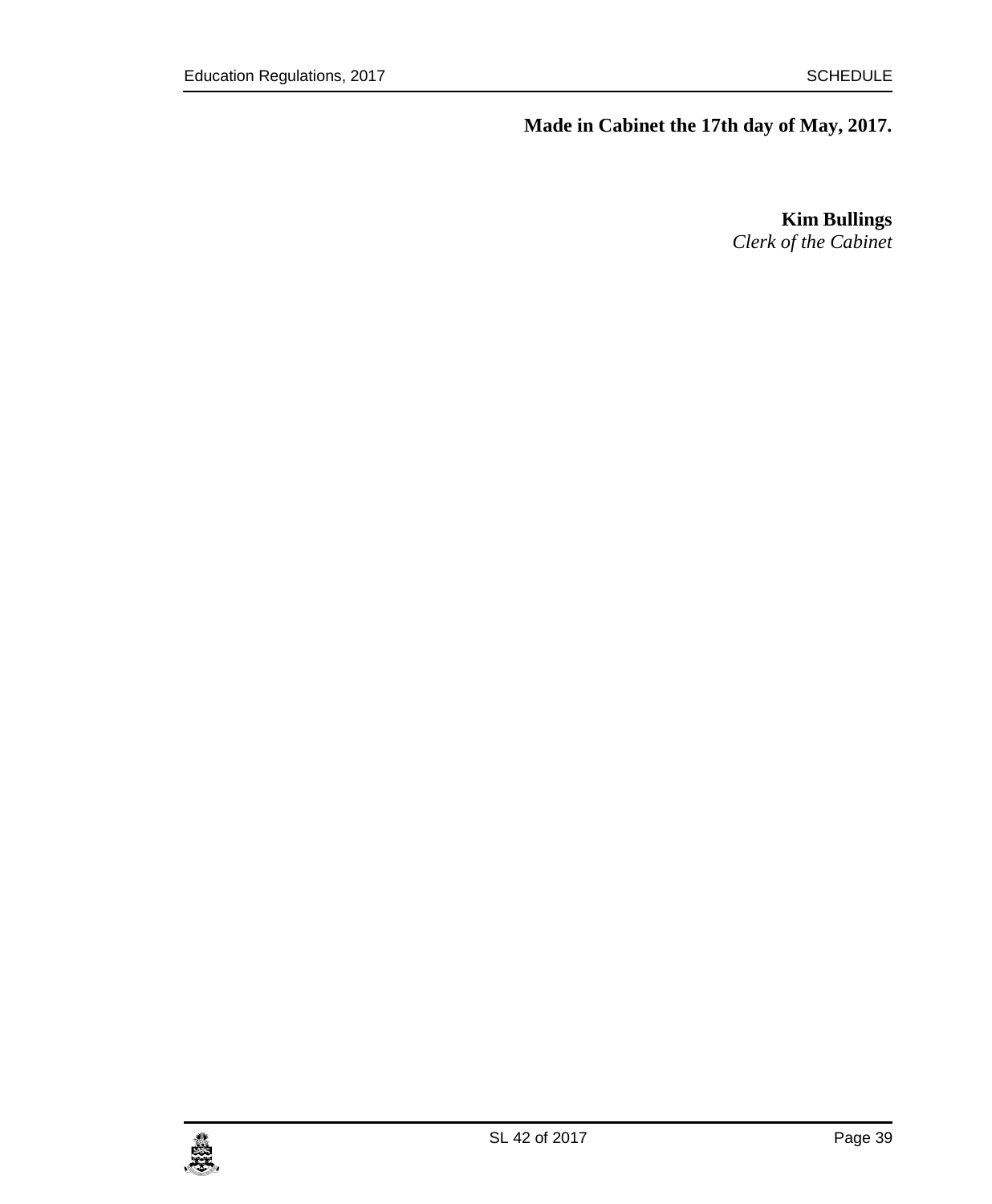**Made in Cabinet the 17th day of May, 2017.**

**Kim Bullings**
*Clerk of the Cabinet*